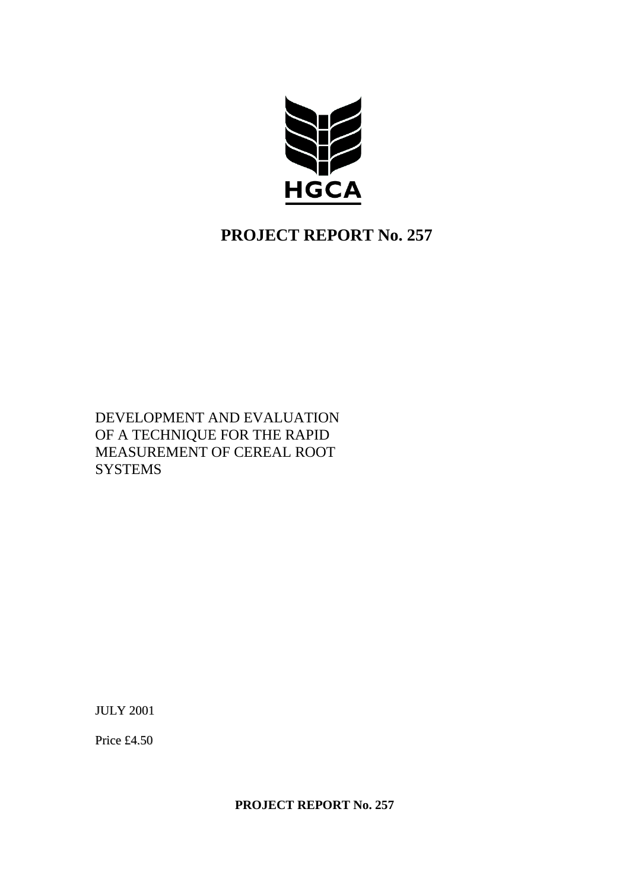HGCA

# PROJECT REPORT No. 257

DEVELOPMENT AND EVALUATION OF A TECHNIQUE FOR THE RAPID MEASUREMENT OF CEREAL ROOT SYSTEMS

JULY 2001

Price £4.50

**PROJECT REPORT No. 257**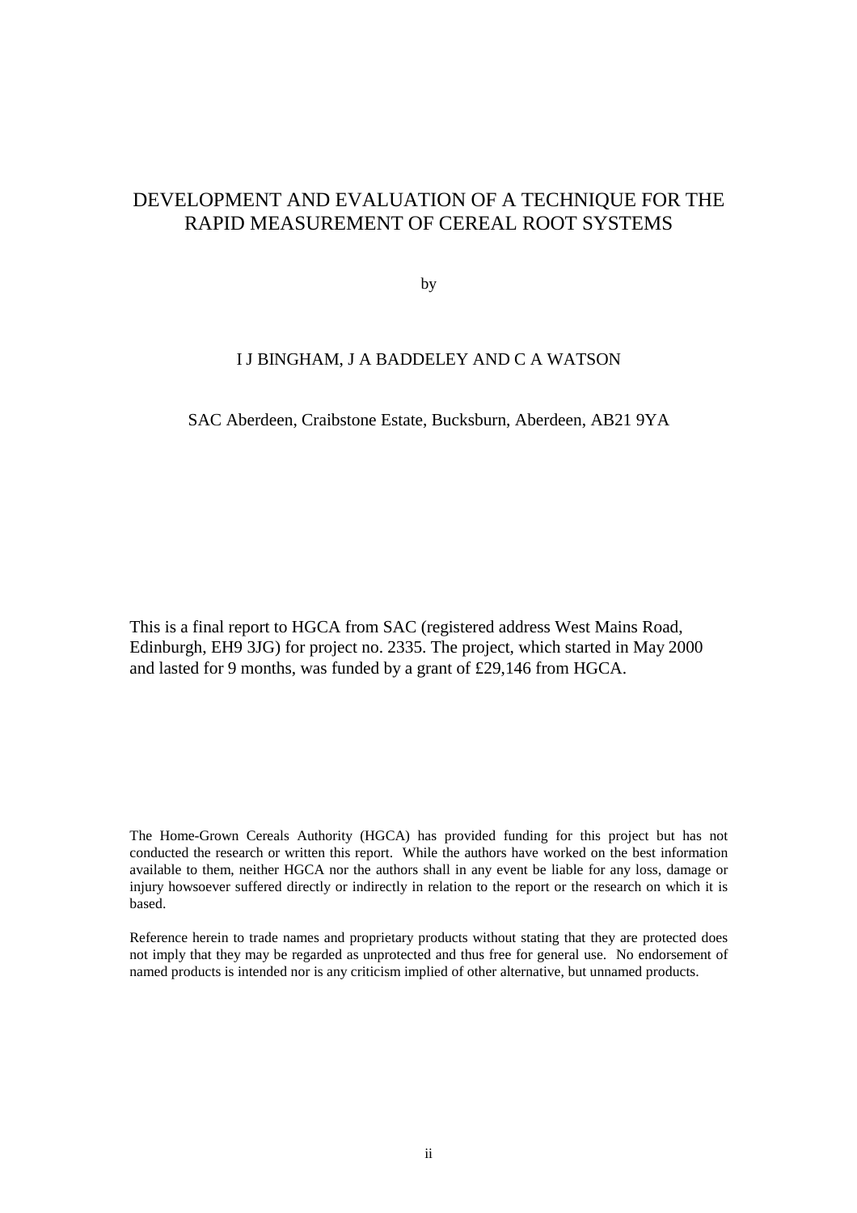# DEVELOPMENT AND EVALUATION OF A TECHNIQUE FOR THE RAPID MEASUREMENT OF CEREAL ROOT SYSTEMS

by

I J BINGHAM, J A BADDELEY AND C A WATSON

SAC Aberdeen, Craibstone Estate, Bucksburn, Aberdeen, AB21 9YA

This is a final report to HGCA from SAC (registered address West Mains Road, Edinburgh, EH9 3JG) for project no. 2335. The project, which started in May 2000 and lasted for 9 months, was funded by a grant of £29,146 from HGCA.

The Home-Grown Cereals Authority (HGCA) has provided funding for this project but has not conducted the research or written this report. While the authors have worked on the best information available to them, neither HGCA nor the authors shall in any event be liable for any loss, damage or injury howsoever suffered directly or indirectly in relation to the report or the research on which it is based.

Reference herein to trade names and proprietary products without stating that they are protected does not imply that they may be regarded as unprotected and thus free for general use. No endorsement of named products is intended nor is any criticism implied of other alternative, but unnamed products.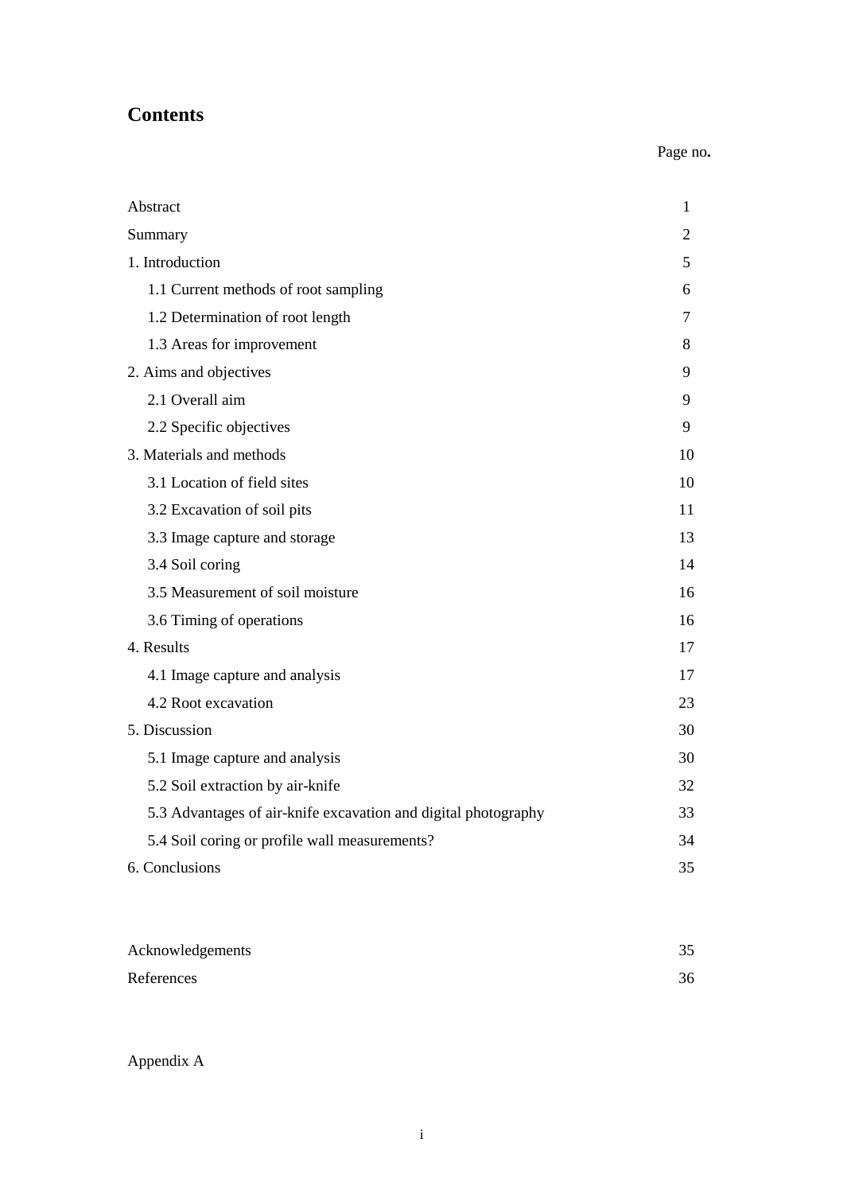## Contents

| | Page no. |
|---|---|
| Abstract | 1 |
| Summary | 2 |
| 1. Introduction | 5 |
| 1.1 Current methods of root sampling | 6 |
| 1.2 Determination of root length | 7 |
| 1.3 Areas for improvement | 8 |
| 2. Aims and objectives | 9 |
| 2.1 Overall aim | 9 |
| 2.2 Specific objectives | 9 |
| 3. Materials and methods | 10 |
| 3.1 Location of field sites | 10 |
| 3.2 Excavation of soil pits | 11 |
| 3.3 Image capture and storage | 13 |
| 3.4 Soil coring | 14 |
| 3.5 Measurement of soil moisture | 16 |
| 3.6 Timing of operations | 16 |
| 4. Results | 17 |
| 4.1 Image capture and analysis | 17 |
| 4.2 Root excavation | 23 |
| 5. Discussion | 30 |
| 5.1 Image capture and analysis | 30 |
| 5.2 Soil extraction by air-knife | 32 |
| 5.3 Advantages of air-knife excavation and digital photography | 33 |
| 5.4 Soil coring or profile wall measurements? | 34 |
| 6. Conclusions | 35 |
| Acknowledgements | 35 |
| References | 36 |
| Appendix A | |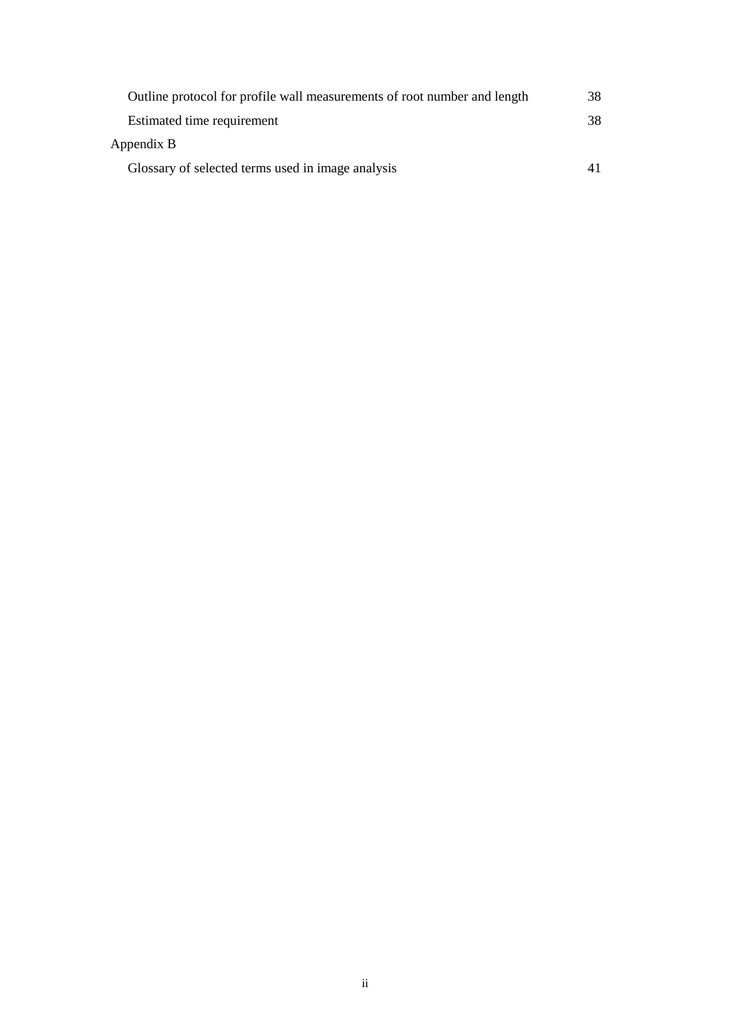Outline protocol for profile wall measurements of root number and length 38

Estimated time requirement 38

Appendix B

Glossary of selected terms used in image analysis 41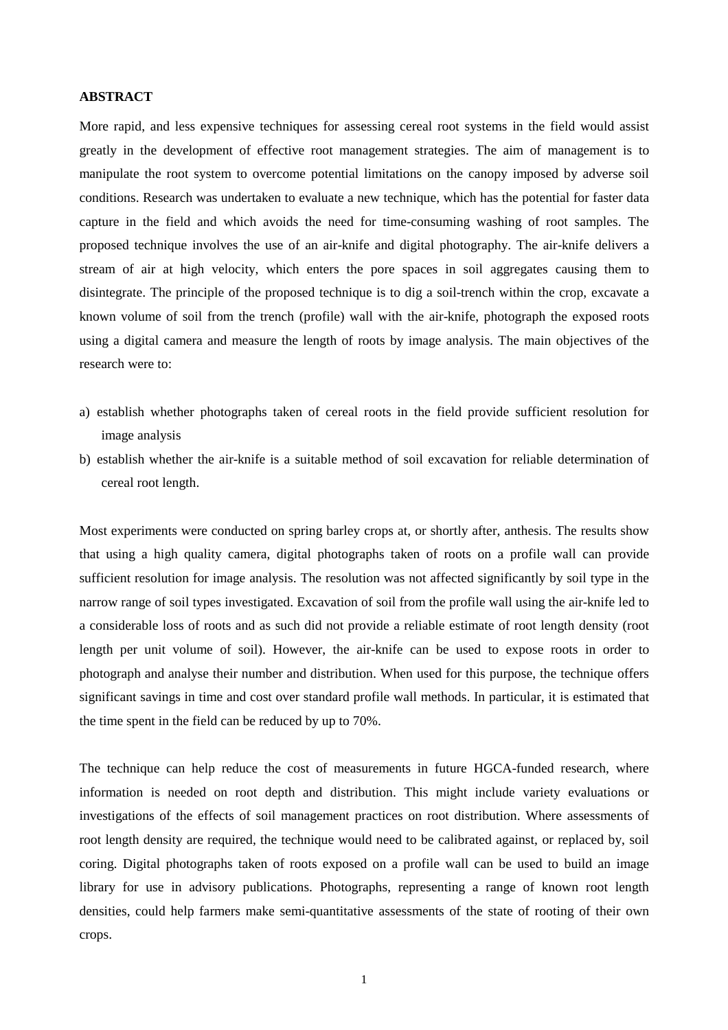## ABSTRACT

More rapid, and less expensive techniques for assessing cereal root systems in the field would assist greatly in the development of effective root management strategies. The aim of management is to manipulate the root system to overcome potential limitations on the canopy imposed by adverse soil conditions. Research was undertaken to evaluate a new technique, which has the potential for faster data capture in the field and which avoids the need for time-consuming washing of root samples. The proposed technique involves the use of an air-knife and digital photography. The air-knife delivers a stream of air at high velocity, which enters the pore spaces in soil aggregates causing them to disintegrate. The principle of the proposed technique is to dig a soil-trench within the crop, excavate a known volume of soil from the trench (profile) wall with the air-knife, photograph the exposed roots using a digital camera and measure the length of roots by image analysis. The main objectives of the research were to:

a) establish whether photographs taken of cereal roots in the field provide sufficient resolution for image analysis
b) establish whether the air-knife is a suitable method of soil excavation for reliable determination of cereal root length.

Most experiments were conducted on spring barley crops at, or shortly after, anthesis. The results show that using a high quality camera, digital photographs taken of roots on a profile wall can provide sufficient resolution for image analysis. The resolution was not affected significantly by soil type in the narrow range of soil types investigated. Excavation of soil from the profile wall using the air-knife led to a considerable loss of roots and as such did not provide a reliable estimate of root length density (root length per unit volume of soil). However, the air-knife can be used to expose roots in order to photograph and analyse their number and distribution. When used for this purpose, the technique offers significant savings in time and cost over standard profile wall methods. In particular, it is estimated that the time spent in the field can be reduced by up to 70%.

The technique can help reduce the cost of measurements in future HGCA-funded research, where information is needed on root depth and distribution. This might include variety evaluations or investigations of the effects of soil management practices on root distribution. Where assessments of root length density are required, the technique would need to be calibrated against, or replaced by, soil coring. Digital photographs taken of roots exposed on a profile wall can be used to build an image library for use in advisory publications. Photographs, representing a range of known root length densities, could help farmers make semi-quantitative assessments of the state of rooting of their own crops.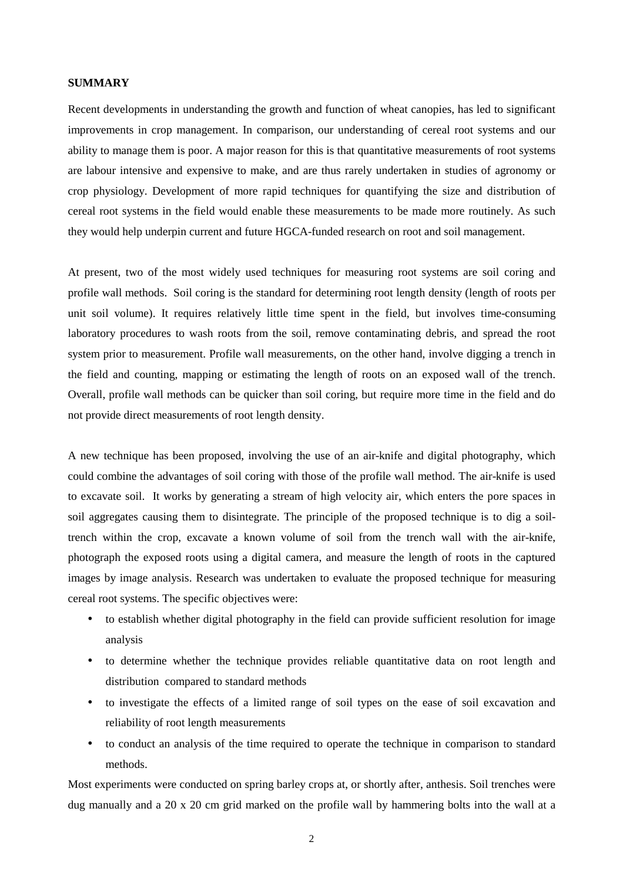**SUMMARY**

Recent developments in understanding the growth and function of wheat canopies, has led to significant improvements in crop management. In comparison, our understanding of cereal root systems and our ability to manage them is poor. A major reason for this is that quantitative measurements of root systems are labour intensive and expensive to make, and are thus rarely undertaken in studies of agronomy or crop physiology. Development of more rapid techniques for quantifying the size and distribution of cereal root systems in the field would enable these measurements to be made more routinely. As such they would help underpin current and future HGCA-funded research on root and soil management.

At present, two of the most widely used techniques for measuring root systems are soil coring and profile wall methods. Soil coring is the standard for determining root length density (length of roots per unit soil volume). It requires relatively little time spent in the field, but involves time-consuming laboratory procedures to wash roots from the soil, remove contaminating debris, and spread the root system prior to measurement. Profile wall measurements, on the other hand, involve digging a trench in the field and counting, mapping or estimating the length of roots on an exposed wall of the trench. Overall, profile wall methods can be quicker than soil coring, but require more time in the field and do not provide direct measurements of root length density.

A new technique has been proposed, involving the use of an air-knife and digital photography, which could combine the advantages of soil coring with those of the profile wall method. The air-knife is used to excavate soil. It works by generating a stream of high velocity air, which enters the pore spaces in soil aggregates causing them to disintegrate. The principle of the proposed technique is to dig a soil-trench within the crop, excavate a known volume of soil from the trench wall with the air-knife, photograph the exposed roots using a digital camera, and measure the length of roots in the captured images by image analysis. Research was undertaken to evaluate the proposed technique for measuring cereal root systems. The specific objectives were:

- to establish whether digital photography in the field can provide sufficient resolution for image analysis
- to determine whether the technique provides reliable quantitative data on root length and distribution compared to standard methods
- to investigate the effects of a limited range of soil types on the ease of soil excavation and reliability of root length measurements
- to conduct an analysis of the time required to operate the technique in comparison to standard methods.

Most experiments were conducted on spring barley crops at, or shortly after, anthesis. Soil trenches were dug manually and a 20 x 20 cm grid marked on the profile wall by hammering bolts into the wall at a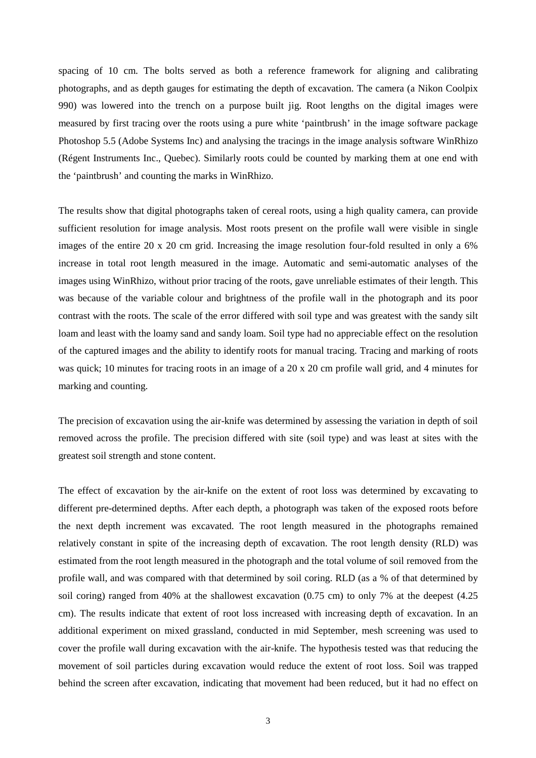spacing of 10 cm. The bolts served as both a reference framework for aligning and calibrating photographs, and as depth gauges for estimating the depth of excavation. The camera (a Nikon Coolpix 990) was lowered into the trench on a purpose built jig. Root lengths on the digital images were measured by first tracing over the roots using a pure white 'paintbrush' in the image software package Photoshop 5.5 (Adobe Systems Inc) and analysing the tracings in the image analysis software WinRhizo (Régent Instruments Inc., Quebec). Similarly roots could be counted by marking them at one end with the 'paintbrush' and counting the marks in WinRhizo.

The results show that digital photographs taken of cereal roots, using a high quality camera, can provide sufficient resolution for image analysis. Most roots present on the profile wall were visible in single images of the entire 20 x 20 cm grid. Increasing the image resolution four-fold resulted in only a 6% increase in total root length measured in the image. Automatic and semi-automatic analyses of the images using WinRhizo, without prior tracing of the roots, gave unreliable estimates of their length. This was because of the variable colour and brightness of the profile wall in the photograph and its poor contrast with the roots. The scale of the error differed with soil type and was greatest with the sandy silt loam and least with the loamy sand and sandy loam. Soil type had no appreciable effect on the resolution of the captured images and the ability to identify roots for manual tracing. Tracing and marking of roots was quick; 10 minutes for tracing roots in an image of a 20 x 20 cm profile wall grid, and 4 minutes for marking and counting.

The precision of excavation using the air-knife was determined by assessing the variation in depth of soil removed across the profile. The precision differed with site (soil type) and was least at sites with the greatest soil strength and stone content.

The effect of excavation by the air-knife on the extent of root loss was determined by excavating to different pre-determined depths. After each depth, a photograph was taken of the exposed roots before the next depth increment was excavated. The root length measured in the photographs remained relatively constant in spite of the increasing depth of excavation. The root length density (RLD) was estimated from the root length measured in the photograph and the total volume of soil removed from the profile wall, and was compared with that determined by soil coring. RLD (as a % of that determined by soil coring) ranged from 40% at the shallowest excavation (0.75 cm) to only 7% at the deepest (4.25 cm). The results indicate that extent of root loss increased with increasing depth of excavation. In an additional experiment on mixed grassland, conducted in mid September, mesh screening was used to cover the profile wall during excavation with the air-knife. The hypothesis tested was that reducing the movement of soil particles during excavation would reduce the extent of root loss. Soil was trapped behind the screen after excavation, indicating that movement had been reduced, but it had no effect on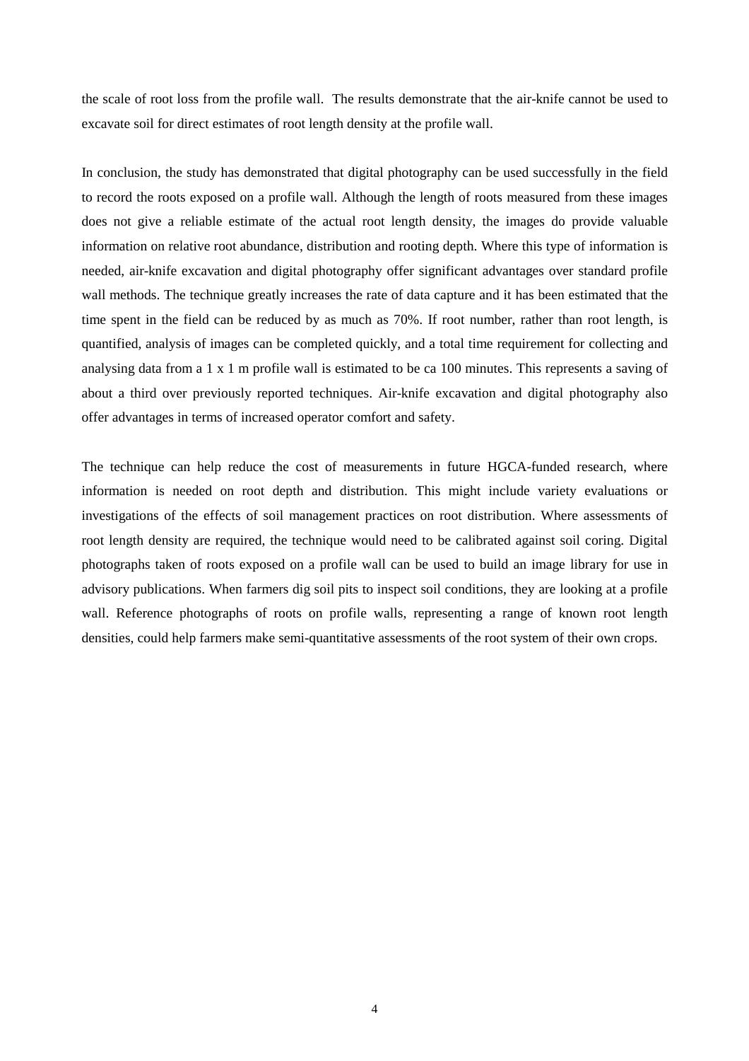the scale of root loss from the profile wall. The results demonstrate that the air-knife cannot be used to excavate soil for direct estimates of root length density at the profile wall.

In conclusion, the study has demonstrated that digital photography can be used successfully in the field to record the roots exposed on a profile wall. Although the length of roots measured from these images does not give a reliable estimate of the actual root length density, the images do provide valuable information on relative root abundance, distribution and rooting depth. Where this type of information is needed, air-knife excavation and digital photography offer significant advantages over standard profile wall methods. The technique greatly increases the rate of data capture and it has been estimated that the time spent in the field can be reduced by as much as 70%. If root number, rather than root length, is quantified, analysis of images can be completed quickly, and a total time requirement for collecting and analysing data from a 1 x 1 m profile wall is estimated to be ca 100 minutes. This represents a saving of about a third over previously reported techniques. Air-knife excavation and digital photography also offer advantages in terms of increased operator comfort and safety.

The technique can help reduce the cost of measurements in future HGCA-funded research, where information is needed on root depth and distribution. This might include variety evaluations or investigations of the effects of soil management practices on root distribution. Where assessments of root length density are required, the technique would need to be calibrated against soil coring. Digital photographs taken of roots exposed on a profile wall can be used to build an image library for use in advisory publications. When farmers dig soil pits to inspect soil conditions, they are looking at a profile wall. Reference photographs of roots on profile walls, representing a range of known root length densities, could help farmers make semi-quantitative assessments of the root system of their own crops.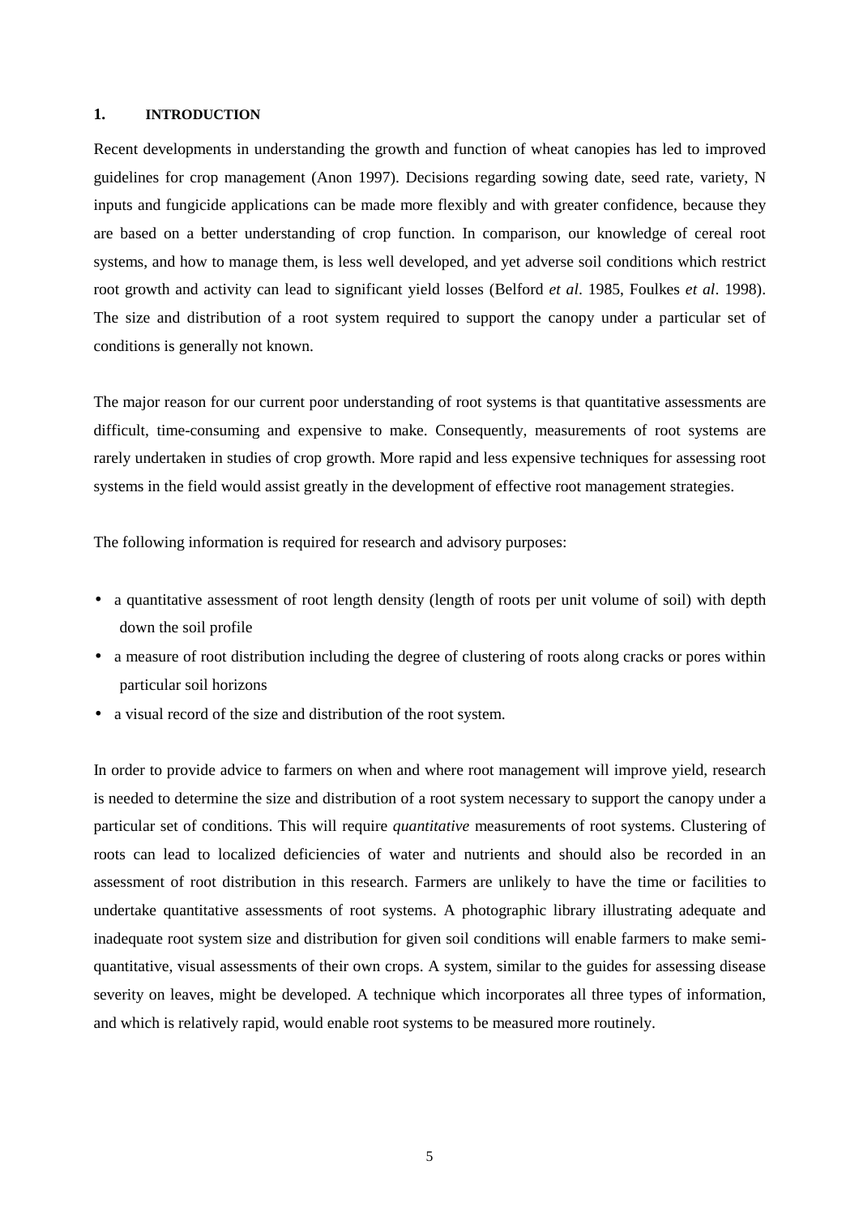## 1. INTRODUCTION

Recent developments in understanding the growth and function of wheat canopies has led to improved guidelines for crop management (Anon 1997). Decisions regarding sowing date, seed rate, variety, N inputs and fungicide applications can be made more flexibly and with greater confidence, because they are based on a better understanding of crop function. In comparison, our knowledge of cereal root systems, and how to manage them, is less well developed, and yet adverse soil conditions which restrict root growth and activity can lead to significant yield losses (Belford *et al*. 1985, Foulkes *et al*. 1998). The size and distribution of a root system required to support the canopy under a particular set of conditions is generally not known.

The major reason for our current poor understanding of root systems is that quantitative assessments are difficult, time-consuming and expensive to make. Consequently, measurements of root systems are rarely undertaken in studies of crop growth. More rapid and less expensive techniques for assessing root systems in the field would assist greatly in the development of effective root management strategies.

The following information is required for research and advisory purposes:

- a quantitative assessment of root length density (length of roots per unit volume of soil) with depth down the soil profile
- a measure of root distribution including the degree of clustering of roots along cracks or pores within particular soil horizons
- a visual record of the size and distribution of the root system.

In order to provide advice to farmers on when and where root management will improve yield, research is needed to determine the size and distribution of a root system necessary to support the canopy under a particular set of conditions. This will require *quantitative* measurements of root systems. Clustering of roots can lead to localized deficiencies of water and nutrients and should also be recorded in an assessment of root distribution in this research. Farmers are unlikely to have the time or facilities to undertake quantitative assessments of root systems. A photographic library illustrating adequate and inadequate root system size and distribution for given soil conditions will enable farmers to make semi-quantitative, visual assessments of their own crops. A system, similar to the guides for assessing disease severity on leaves, might be developed. A technique which incorporates all three types of information, and which is relatively rapid, would enable root systems to be measured more routinely.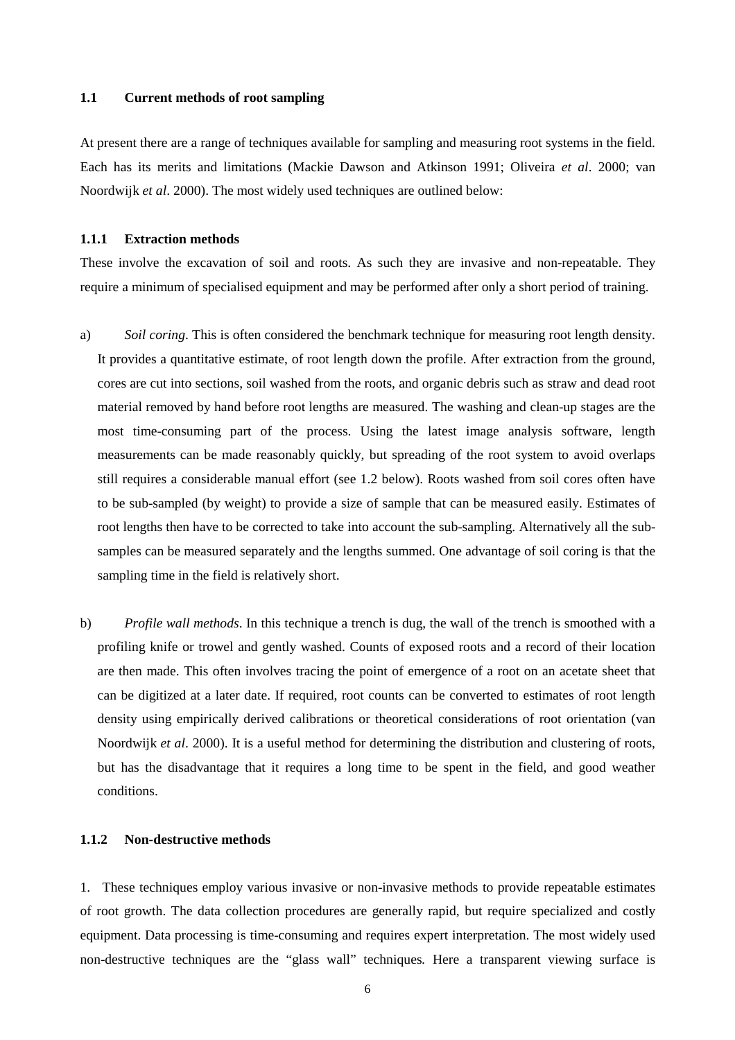## 1.1 Current methods of root sampling

At present there are a range of techniques available for sampling and measuring root systems in the field. Each has its merits and limitations (Mackie Dawson and Atkinson 1991; Oliveira *et al*. 2000; van Noordwijk *et al*. 2000). The most widely used techniques are outlined below:

### 1.1.1 Extraction methods

These involve the excavation of soil and roots. As such they are invasive and non-repeatable. They require a minimum of specialised equipment and may be performed after only a short period of training.

a) *Soil coring*. This is often considered the benchmark technique for measuring root length density. It provides a quantitative estimate, of root length down the profile. After extraction from the ground, cores are cut into sections, soil washed from the roots, and organic debris such as straw and dead root material removed by hand before root lengths are measured. The washing and clean-up stages are the most time-consuming part of the process. Using the latest image analysis software, length measurements can be made reasonably quickly, but spreading of the root system to avoid overlaps still requires a considerable manual effort (see 1.2 below). Roots washed from soil cores often have to be sub-sampled (by weight) to provide a size of sample that can be measured easily. Estimates of root lengths then have to be corrected to take into account the sub-sampling. Alternatively all the sub-samples can be measured separately and the lengths summed. One advantage of soil coring is that the sampling time in the field is relatively short.

b) *Profile wall methods*. In this technique a trench is dug, the wall of the trench is smoothed with a profiling knife or trowel and gently washed. Counts of exposed roots and a record of their location are then made. This often involves tracing the point of emergence of a root on an acetate sheet that can be digitized at a later date. If required, root counts can be converted to estimates of root length density using empirically derived calibrations or theoretical considerations of root orientation (van Noordwijk *et al*. 2000). It is a useful method for determining the distribution and clustering of roots, but has the disadvantage that it requires a long time to be spent in the field, and good weather conditions.

### 1.1.2 Non-destructive methods

1. These techniques employ various invasive or non-invasive methods to provide repeatable estimates of root growth. The data collection procedures are generally rapid, but require specialized and costly equipment. Data processing is time-consuming and requires expert interpretation. The most widely used non-destructive techniques are the "glass wall" techniques. Here a transparent viewing surface is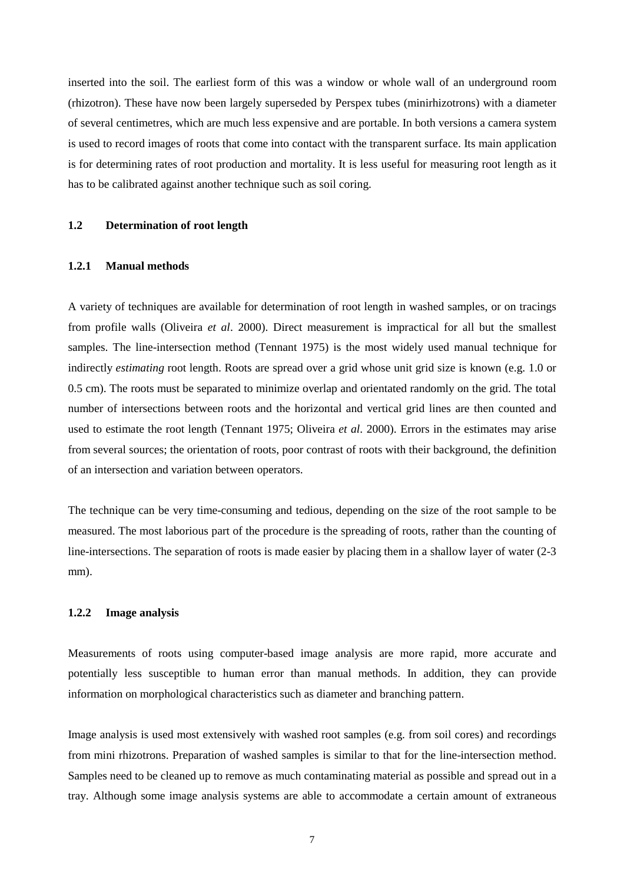inserted into the soil. The earliest form of this was a window or whole wall of an underground room (rhizotron). These have now been largely superseded by Perspex tubes (minirhizotrons) with a diameter of several centimetres, which are much less expensive and are portable. In both versions a camera system is used to record images of roots that come into contact with the transparent surface. Its main application is for determining rates of root production and mortality. It is less useful for measuring root length as it has to be calibrated against another technique such as soil coring.

## 1.2 Determination of root length

### 1.2.1 Manual methods

A variety of techniques are available for determination of root length in washed samples, or on tracings from profile walls (Oliveira *et al*. 2000). Direct measurement is impractical for all but the smallest samples. The line-intersection method (Tennant 1975) is the most widely used manual technique for indirectly *estimating* root length. Roots are spread over a grid whose unit grid size is known (e.g. 1.0 or 0.5 cm). The roots must be separated to minimize overlap and orientated randomly on the grid. The total number of intersections between roots and the horizontal and vertical grid lines are then counted and used to estimate the root length (Tennant 1975; Oliveira *et al*. 2000). Errors in the estimates may arise from several sources; the orientation of roots, poor contrast of roots with their background, the definition of an intersection and variation between operators.

The technique can be very time-consuming and tedious, depending on the size of the root sample to be measured. The most laborious part of the procedure is the spreading of roots, rather than the counting of line-intersections. The separation of roots is made easier by placing them in a shallow layer of water (2-3 mm).

### 1.2.2 Image analysis

Measurements of roots using computer-based image analysis are more rapid, more accurate and potentially less susceptible to human error than manual methods. In addition, they can provide information on morphological characteristics such as diameter and branching pattern.

Image analysis is used most extensively with washed root samples (e.g. from soil cores) and recordings from mini rhizotrons. Preparation of washed samples is similar to that for the line-intersection method. Samples need to be cleaned up to remove as much contaminating material as possible and spread out in a tray. Although some image analysis systems are able to accommodate a certain amount of extraneous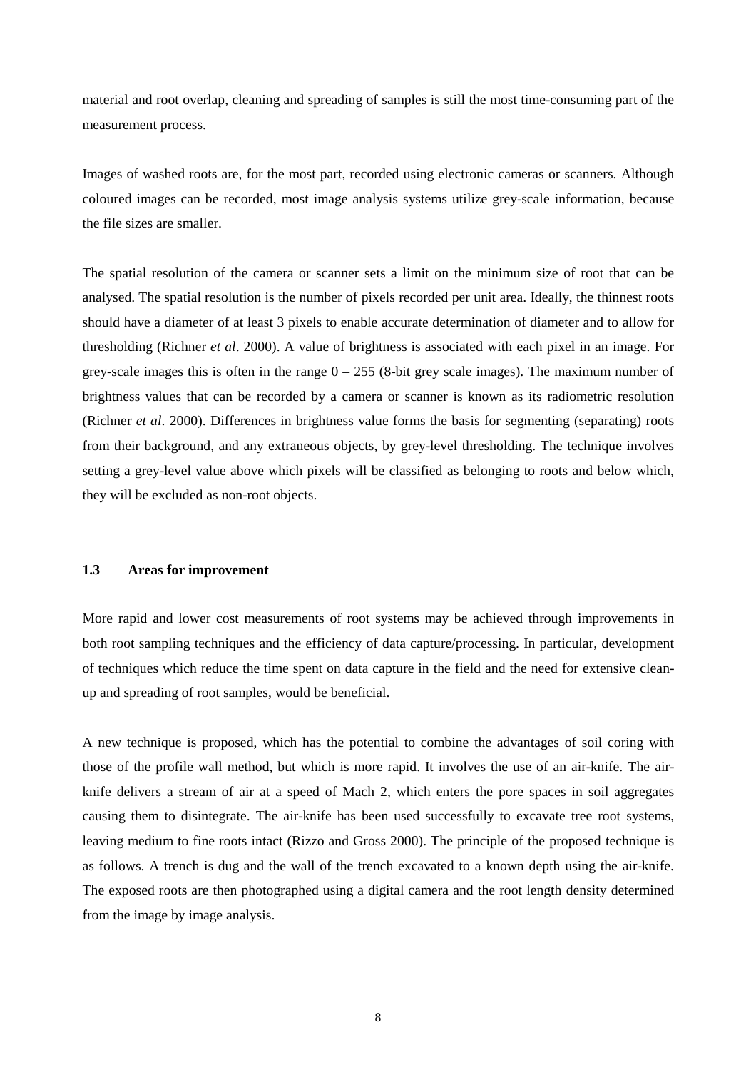material and root overlap, cleaning and spreading of samples is still the most time-consuming part of the measurement process.

Images of washed roots are, for the most part, recorded using electronic cameras or scanners. Although coloured images can be recorded, most image analysis systems utilize grey-scale information, because the file sizes are smaller.

The spatial resolution of the camera or scanner sets a limit on the minimum size of root that can be analysed. The spatial resolution is the number of pixels recorded per unit area. Ideally, the thinnest roots should have a diameter of at least 3 pixels to enable accurate determination of diameter and to allow for thresholding (Richner *et al*. 2000). A value of brightness is associated with each pixel in an image. For grey-scale images this is often in the range 0 – 255 (8-bit grey scale images). The maximum number of brightness values that can be recorded by a camera or scanner is known as its radiometric resolution (Richner *et al*. 2000). Differences in brightness value forms the basis for segmenting (separating) roots from their background, and any extraneous objects, by grey-level thresholding. The technique involves setting a grey-level value above which pixels will be classified as belonging to roots and below which, they will be excluded as non-root objects.

### 1.3 Areas for improvement

More rapid and lower cost measurements of root systems may be achieved through improvements in both root sampling techniques and the efficiency of data capture/processing. In particular, development of techniques which reduce the time spent on data capture in the field and the need for extensive clean-up and spreading of root samples, would be beneficial.

A new technique is proposed, which has the potential to combine the advantages of soil coring with those of the profile wall method, but which is more rapid. It involves the use of an air-knife. The air-knife delivers a stream of air at a speed of Mach 2, which enters the pore spaces in soil aggregates causing them to disintegrate. The air-knife has been used successfully to excavate tree root systems, leaving medium to fine roots intact (Rizzo and Gross 2000). The principle of the proposed technique is as follows. A trench is dug and the wall of the trench excavated to a known depth using the air-knife. The exposed roots are then photographed using a digital camera and the root length density determined from the image by image analysis.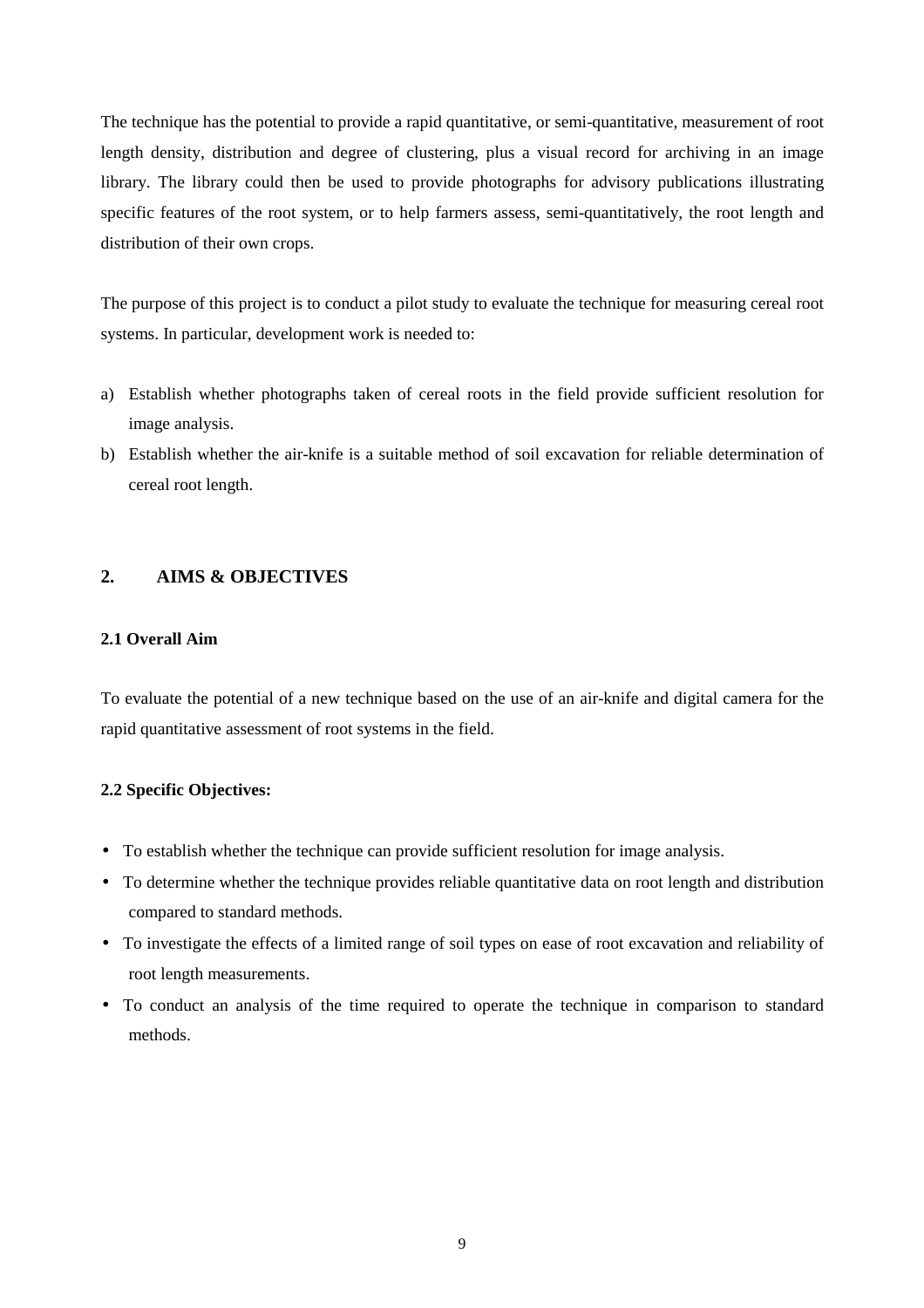The technique has the potential to provide a rapid quantitative, or semi-quantitative, measurement of root length density, distribution and degree of clustering, plus a visual record for archiving in an image library. The library could then be used to provide photographs for advisory publications illustrating specific features of the root system, or to help farmers assess, semi-quantitatively, the root length and distribution of their own crops.

The purpose of this project is to conduct a pilot study to evaluate the technique for measuring cereal root systems. In particular, development work is needed to:

a) Establish whether photographs taken of cereal roots in the field provide sufficient resolution for image analysis.
b) Establish whether the air-knife is a suitable method of soil excavation for reliable determination of cereal root length.

## 2. AIMS & OBJECTIVES

### 2.1 Overall Aim

To evaluate the potential of a new technique based on the use of an air-knife and digital camera for the rapid quantitative assessment of root systems in the field.

### 2.2 Specific Objectives:

- To establish whether the technique can provide sufficient resolution for image analysis.
- To determine whether the technique provides reliable quantitative data on root length and distribution compared to standard methods.
- To investigate the effects of a limited range of soil types on ease of root excavation and reliability of root length measurements.
- To conduct an analysis of the time required to operate the technique in comparison to standard methods.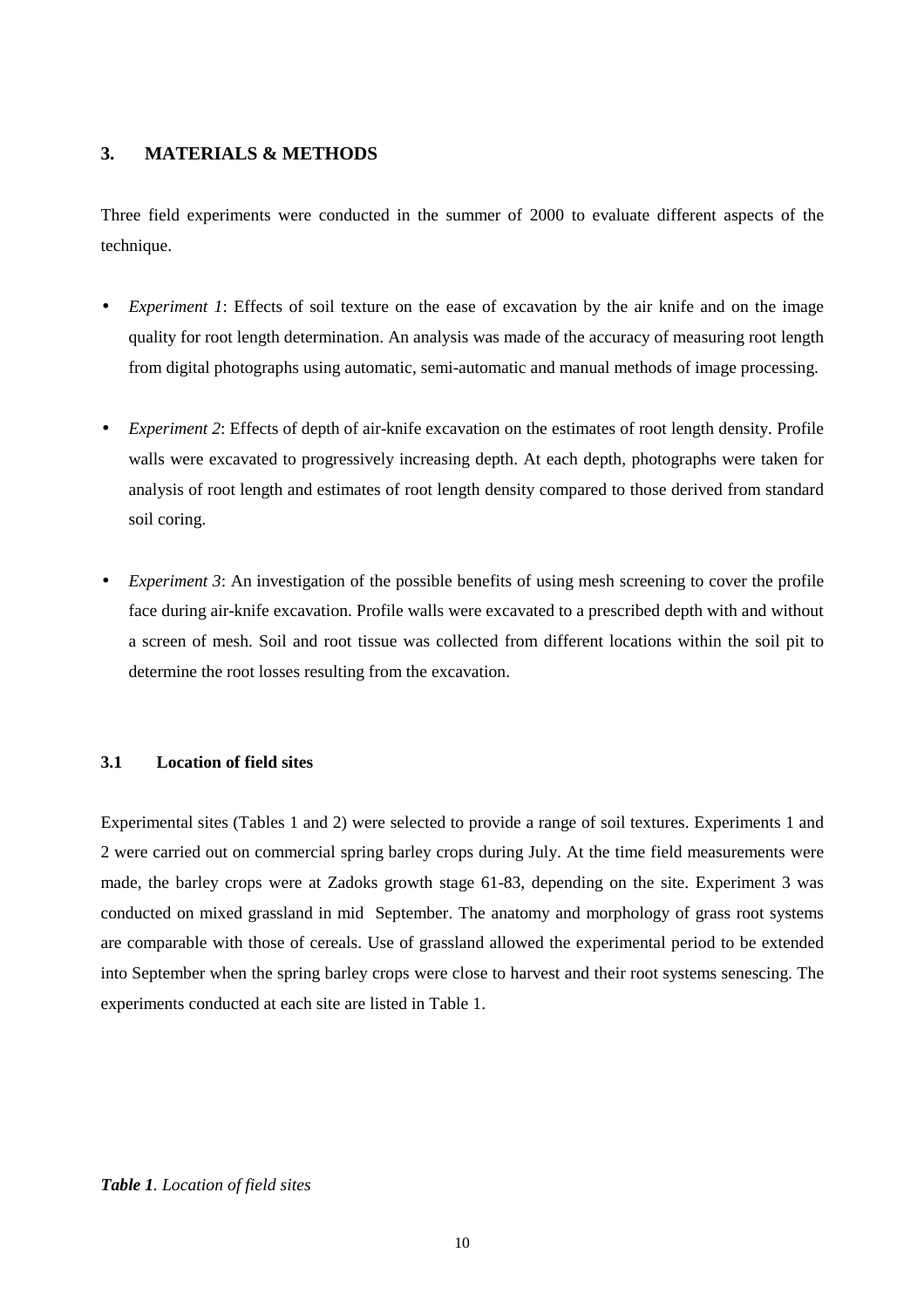## 3. MATERIALS & METHODS

Three field experiments were conducted in the summer of 2000 to evaluate different aspects of the technique.

- *Experiment 1*: Effects of soil texture on the ease of excavation by the air knife and on the image quality for root length determination. An analysis was made of the accuracy of measuring root length from digital photographs using automatic, semi-automatic and manual methods of image processing.
- *Experiment 2*: Effects of depth of air-knife excavation on the estimates of root length density. Profile walls were excavated to progressively increasing depth. At each depth, photographs were taken for analysis of root length and estimates of root length density compared to those derived from standard soil coring.
- *Experiment 3*: An investigation of the possible benefits of using mesh screening to cover the profile face during air-knife excavation. Profile walls were excavated to a prescribed depth with and without a screen of mesh. Soil and root tissue was collected from different locations within the soil pit to determine the root losses resulting from the excavation.

### 3.1 Location of field sites

Experimental sites (Tables 1 and 2) were selected to provide a range of soil textures. Experiments 1 and 2 were carried out on commercial spring barley crops during July. At the time field measurements were made, the barley crops were at Zadoks growth stage 61-83, depending on the site. Experiment 3 was conducted on mixed grassland in mid September. The anatomy and morphology of grass root systems are comparable with those of cereals. Use of grassland allowed the experimental period to be extended into September when the spring barley crops were close to harvest and their root systems senescing. The experiments conducted at each site are listed in Table 1.

***Table 1**. Location of field sites*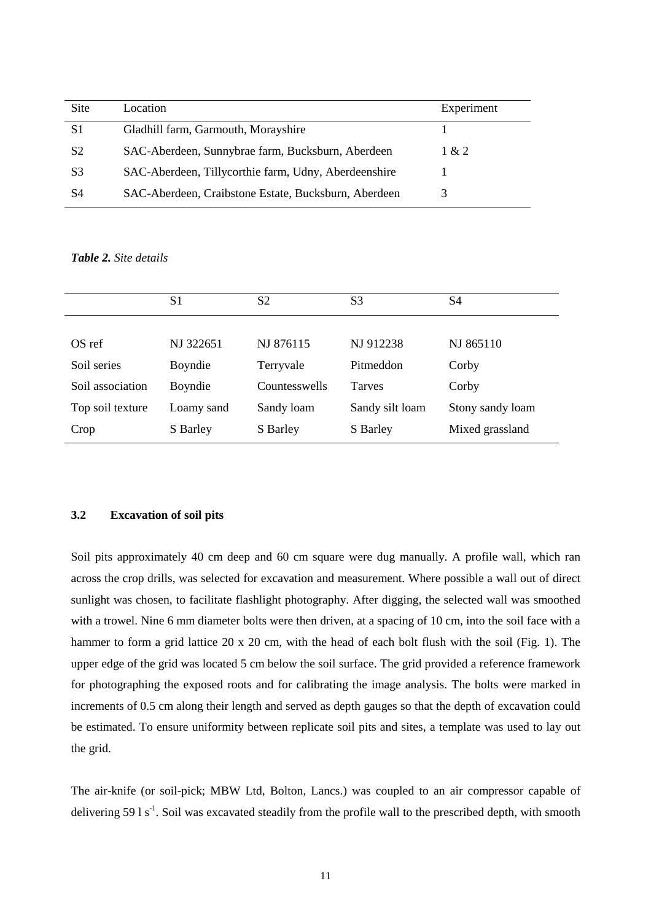| Site | Location | Experiment |
|---|---|---|
| S1 | Gladhill farm, Garmouth, Morayshire | 1 |
| S2 | SAC-Aberdeen, Sunnybrae farm, Bucksburn, Aberdeen | 1 & 2 |
| S3 | SAC-Aberdeen, Tillycorthie farm, Udny, Aberdeenshire | 1 |
| S4 | SAC-Aberdeen, Craibstone Estate, Bucksburn, Aberdeen | 3 |

***Table 2.*** *Site details*

| | S1 | S2 | S3 | S4 |
|---|---|---|---|---|
| OS ref | NJ 322651 | NJ 876115 | NJ 912238 | NJ 865110 |
| Soil series | Boyndie | Terryvale | Pitmeddon | Corby |
| Soil association | Boyndie | Countesswells | Tarves | Corby |
| Top soil texture | Loamy sand | Sandy loam | Sandy silt loam | Stony sandy loam |
| Crop | S Barley | S Barley | S Barley | Mixed grassland |

### 3.2 Excavation of soil pits

Soil pits approximately 40 cm deep and 60 cm square were dug manually. A profile wall, which ran across the crop drills, was selected for excavation and measurement. Where possible a wall out of direct sunlight was chosen, to facilitate flashlight photography. After digging, the selected wall was smoothed with a trowel. Nine 6 mm diameter bolts were then driven, at a spacing of 10 cm, into the soil face with a hammer to form a grid lattice 20 x 20 cm, with the head of each bolt flush with the soil (Fig. 1). The upper edge of the grid was located 5 cm below the soil surface. The grid provided a reference framework for photographing the exposed roots and for calibrating the image analysis. The bolts were marked in increments of 0.5 cm along their length and served as depth gauges so that the depth of excavation could be estimated. To ensure uniformity between replicate soil pits and sites, a template was used to lay out the grid.

The air-knife (or soil-pick; MBW Ltd, Bolton, Lancs.) was coupled to an air compressor capable of delivering 59 l $s^{-1}$. Soil was excavated steadily from the profile wall to the prescribed depth, with smooth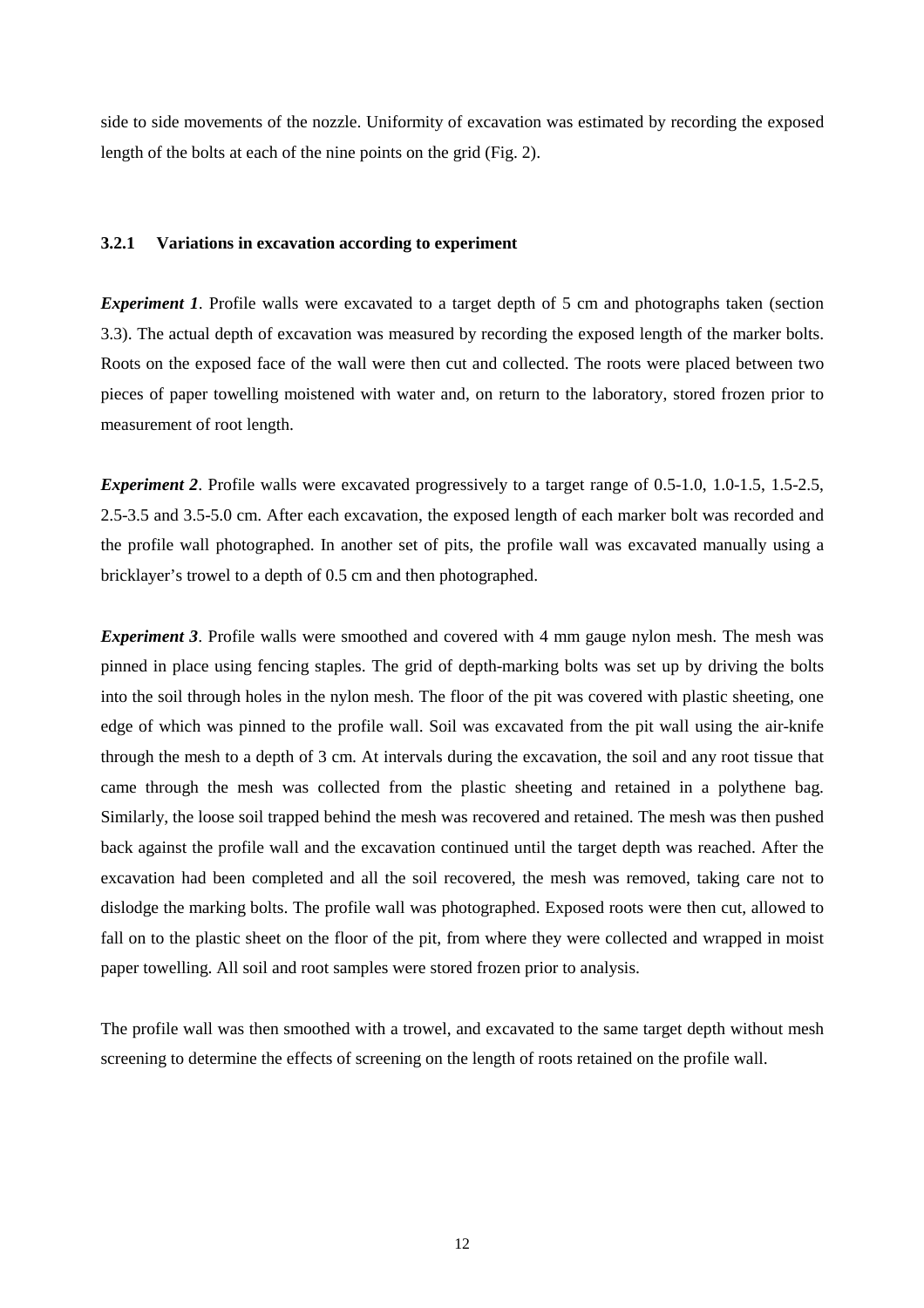side to side movements of the nozzle. Uniformity of excavation was estimated by recording the exposed length of the bolts at each of the nine points on the grid (Fig. 2).

### 3.2.1 Variations in excavation according to experiment

***Experiment 1***. Profile walls were excavated to a target depth of 5 cm and photographs taken (section 3.3). The actual depth of excavation was measured by recording the exposed length of the marker bolts. Roots on the exposed face of the wall were then cut and collected. The roots were placed between two pieces of paper towelling moistened with water and, on return to the laboratory, stored frozen prior to measurement of root length.

***Experiment 2***. Profile walls were excavated progressively to a target range of 0.5-1.0, 1.0-1.5, 1.5-2.5, 2.5-3.5 and 3.5-5.0 cm. After each excavation, the exposed length of each marker bolt was recorded and the profile wall photographed. In another set of pits, the profile wall was excavated manually using a bricklayer's trowel to a depth of 0.5 cm and then photographed.

***Experiment 3***. Profile walls were smoothed and covered with 4 mm gauge nylon mesh. The mesh was pinned in place using fencing staples. The grid of depth-marking bolts was set up by driving the bolts into the soil through holes in the nylon mesh. The floor of the pit was covered with plastic sheeting, one edge of which was pinned to the profile wall. Soil was excavated from the pit wall using the air-knife through the mesh to a depth of 3 cm. At intervals during the excavation, the soil and any root tissue that came through the mesh was collected from the plastic sheeting and retained in a polythene bag. Similarly, the loose soil trapped behind the mesh was recovered and retained. The mesh was then pushed back against the profile wall and the excavation continued until the target depth was reached. After the excavation had been completed and all the soil recovered, the mesh was removed, taking care not to dislodge the marking bolts. The profile wall was photographed. Exposed roots were then cut, allowed to fall on to the plastic sheet on the floor of the pit, from where they were collected and wrapped in moist paper towelling. All soil and root samples were stored frozen prior to analysis.

The profile wall was then smoothed with a trowel, and excavated to the same target depth without mesh screening to determine the effects of screening on the length of roots retained on the profile wall.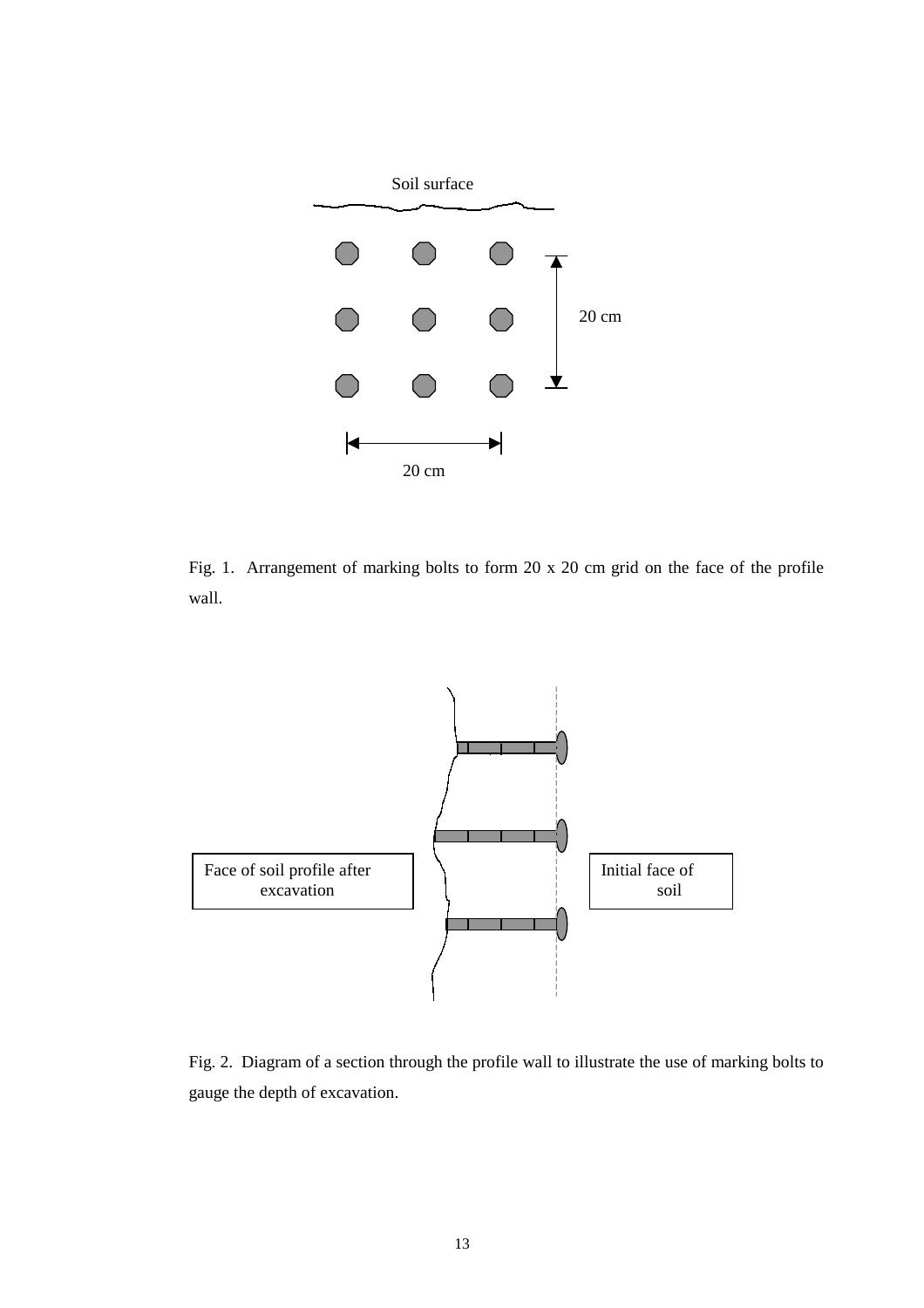Soil surface

20 cm

20 cm

Fig. 1. Arrangement of marking bolts to form 20 x 20 cm grid on the face of the profile wall.

Face of soil profile after excavation

Initial face of soil

Fig. 2. Diagram of a section through the profile wall to illustrate the use of marking bolts to gauge the depth of excavation.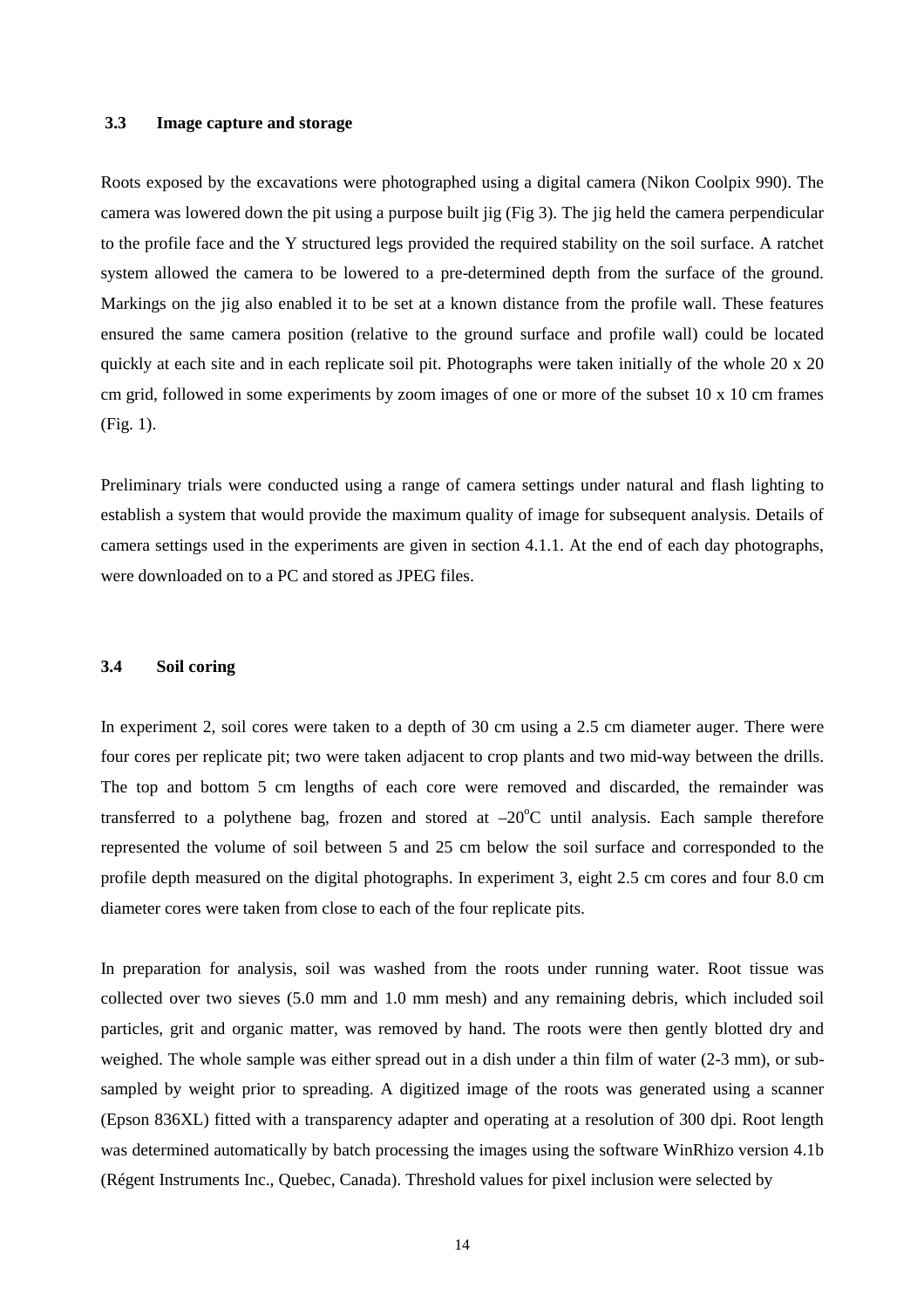### 3.3 Image capture and storage

Roots exposed by the excavations were photographed using a digital camera (Nikon Coolpix 990). The camera was lowered down the pit using a purpose built jig (Fig 3). The jig held the camera perpendicular to the profile face and the Y structured legs provided the required stability on the soil surface. A ratchet system allowed the camera to be lowered to a pre-determined depth from the surface of the ground. Markings on the jig also enabled it to be set at a known distance from the profile wall. These features ensured the same camera position (relative to the ground surface and profile wall) could be located quickly at each site and in each replicate soil pit. Photographs were taken initially of the whole 20 x 20 cm grid, followed in some experiments by zoom images of one or more of the subset 10 x 10 cm frames (Fig. 1).

Preliminary trials were conducted using a range of camera settings under natural and flash lighting to establish a system that would provide the maximum quality of image for subsequent analysis. Details of camera settings used in the experiments are given in section 4.1.1. At the end of each day photographs, were downloaded on to a PC and stored as JPEG files.

### 3.4 Soil coring

In experiment 2, soil cores were taken to a depth of 30 cm using a 2.5 cm diameter auger. There were four cores per replicate pit; two were taken adjacent to crop plants and two mid-way between the drills. The top and bottom 5 cm lengths of each core were removed and discarded, the remainder was transferred to a polythene bag, frozen and stored at $-20^{o}$C until analysis. Each sample therefore represented the volume of soil between 5 and 25 cm below the soil surface and corresponded to the profile depth measured on the digital photographs. In experiment 3, eight 2.5 cm cores and four 8.0 cm diameter cores were taken from close to each of the four replicate pits.

In preparation for analysis, soil was washed from the roots under running water. Root tissue was collected over two sieves (5.0 mm and 1.0 mm mesh) and any remaining debris, which included soil particles, grit and organic matter, was removed by hand. The roots were then gently blotted dry and weighed. The whole sample was either spread out in a dish under a thin film of water (2-3 mm), or sub-sampled by weight prior to spreading. A digitized image of the roots was generated using a scanner (Epson 836XL) fitted with a transparency adapter and operating at a resolution of 300 dpi. Root length was determined automatically by batch processing the images using the software WinRhizo version 4.1b (Régent Instruments Inc., Quebec, Canada). Threshold values for pixel inclusion were selected by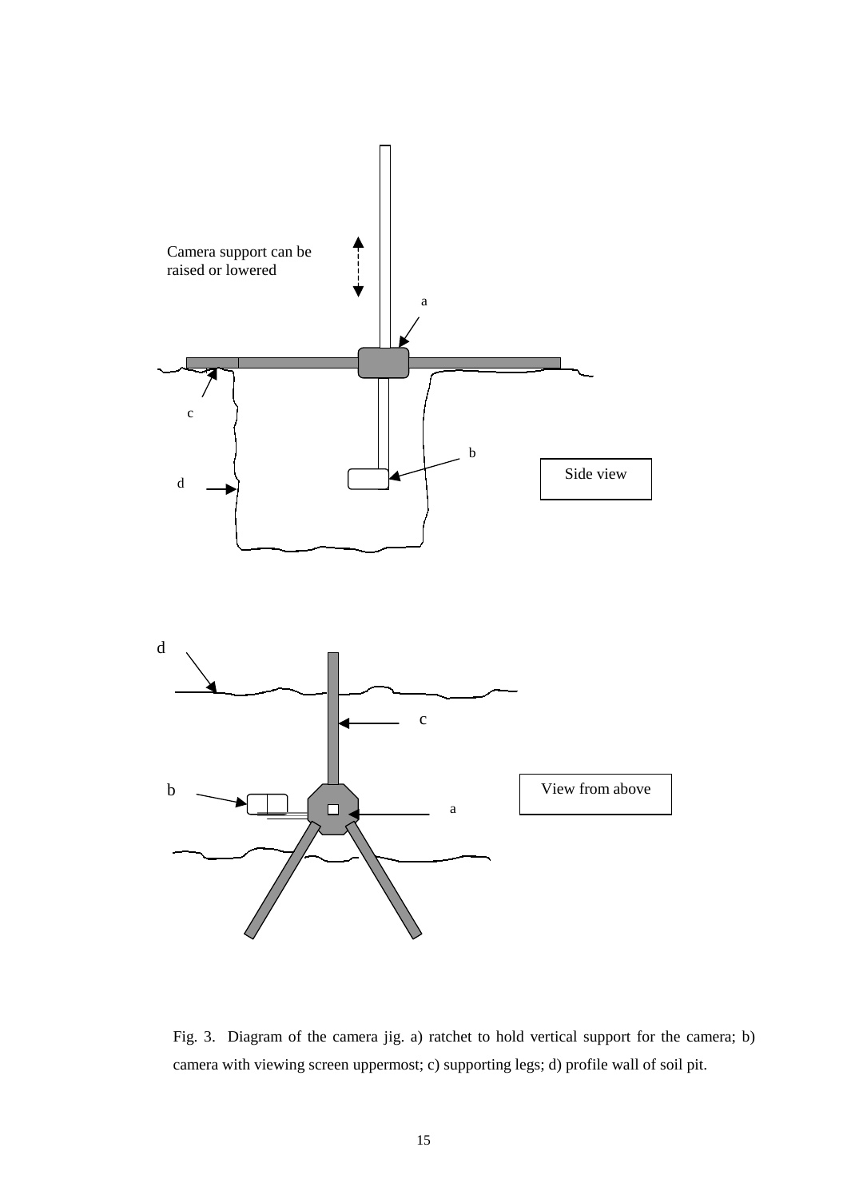Camera support can be raised or lowered

a

c

b

d

Side view

d

c

b

View from above

a

Fig. 3. Diagram of the camera jig. a) ratchet to hold vertical support for the camera; b) camera with viewing screen uppermost; c) supporting legs; d) profile wall of soil pit.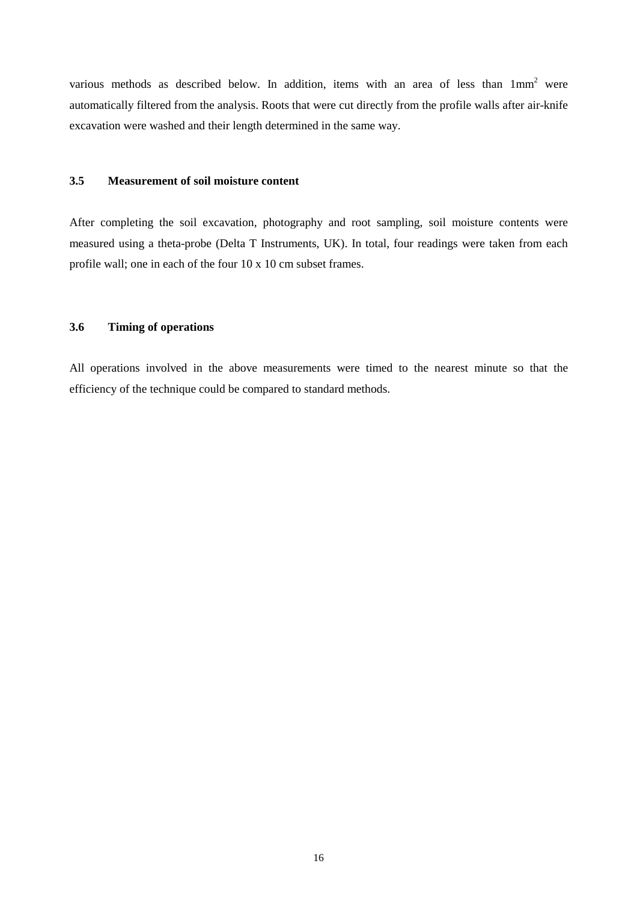various methods as described below. In addition, items with an area of less than $1mm^2$ were automatically filtered from the analysis. Roots that were cut directly from the profile walls after air-knife excavation were washed and their length determined in the same way.

### 3.5 Measurement of soil moisture content

After completing the soil excavation, photography and root sampling, soil moisture contents were measured using a theta-probe (Delta T Instruments, UK). In total, four readings were taken from each profile wall; one in each of the four 10 x 10 cm subset frames.

### 3.6 Timing of operations

All operations involved in the above measurements were timed to the nearest minute so that the efficiency of the technique could be compared to standard methods.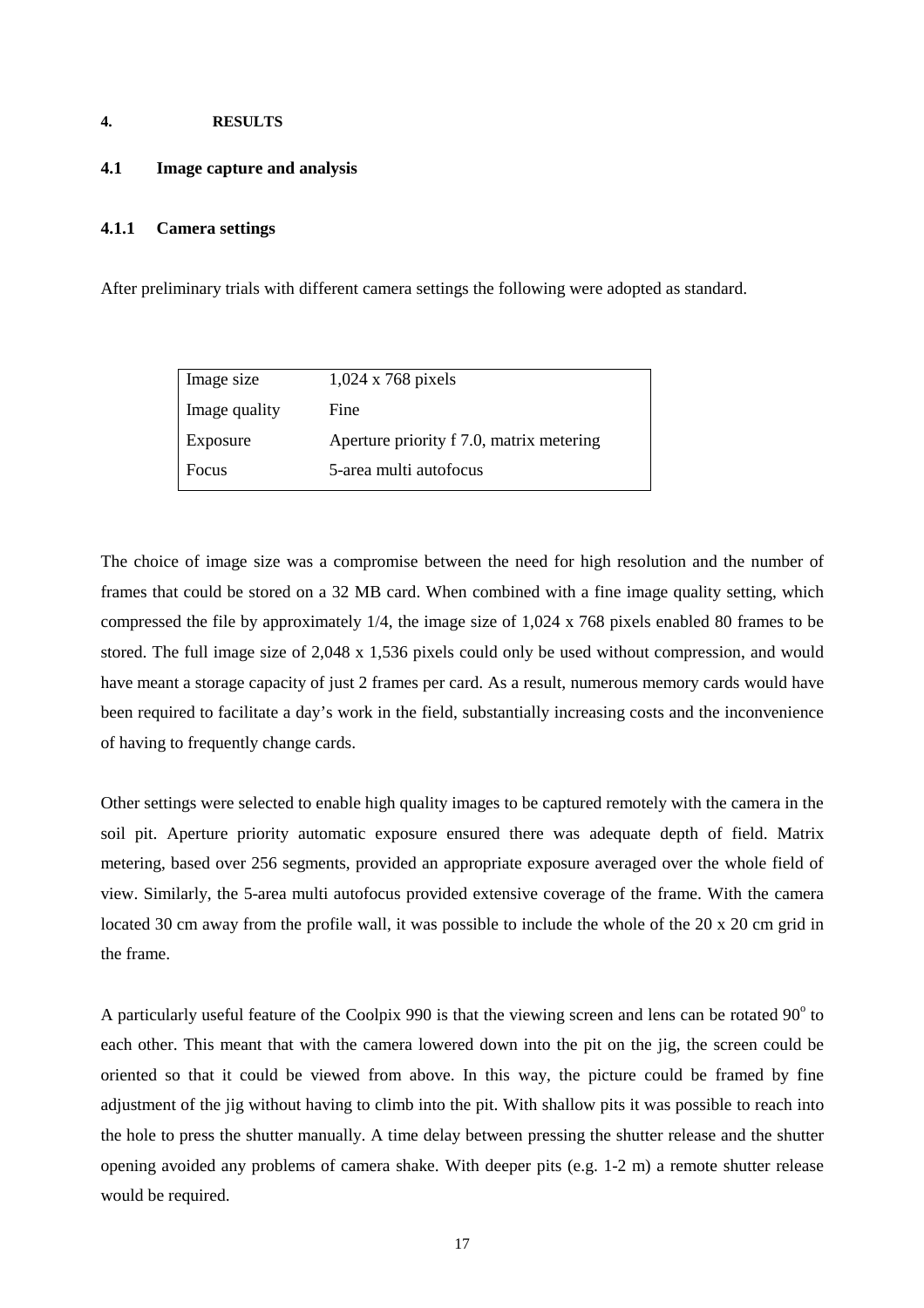# 4. RESULTS

## 4.1 Image capture and analysis

### 4.1.1 Camera settings

After preliminary trials with different camera settings the following were adopted as standard.

| | |
|---|---|
| Image size | 1,024 x 768 pixels |
| Image quality | Fine |
| Exposure | Aperture priority f 7.0, matrix metering |
| Focus | 5-area multi autofocus |

The choice of image size was a compromise between the need for high resolution and the number of frames that could be stored on a 32 MB card. When combined with a fine image quality setting, which compressed the file by approximately 1/4, the image size of 1,024 x 768 pixels enabled 80 frames to be stored. The full image size of 2,048 x 1,536 pixels could only be used without compression, and would have meant a storage capacity of just 2 frames per card. As a result, numerous memory cards would have been required to facilitate a day's work in the field, substantially increasing costs and the inconvenience of having to frequently change cards.

Other settings were selected to enable high quality images to be captured remotely with the camera in the soil pit. Aperture priority automatic exposure ensured there was adequate depth of field. Matrix metering, based over 256 segments, provided an appropriate exposure averaged over the whole field of view. Similarly, the 5-area multi autofocus provided extensive coverage of the frame. With the camera located 30 cm away from the profile wall, it was possible to include the whole of the 20 x 20 cm grid in the frame.

A particularly useful feature of the Coolpix 990 is that the viewing screen and lens can be rotated $90^{o}$ to each other. This meant that with the camera lowered down into the pit on the jig, the screen could be oriented so that it could be viewed from above. In this way, the picture could be framed by fine adjustment of the jig without having to climb into the pit. With shallow pits it was possible to reach into the hole to press the shutter manually. A time delay between pressing the shutter release and the shutter opening avoided any problems of camera shake. With deeper pits (e.g. 1-2 m) a remote shutter release would be required.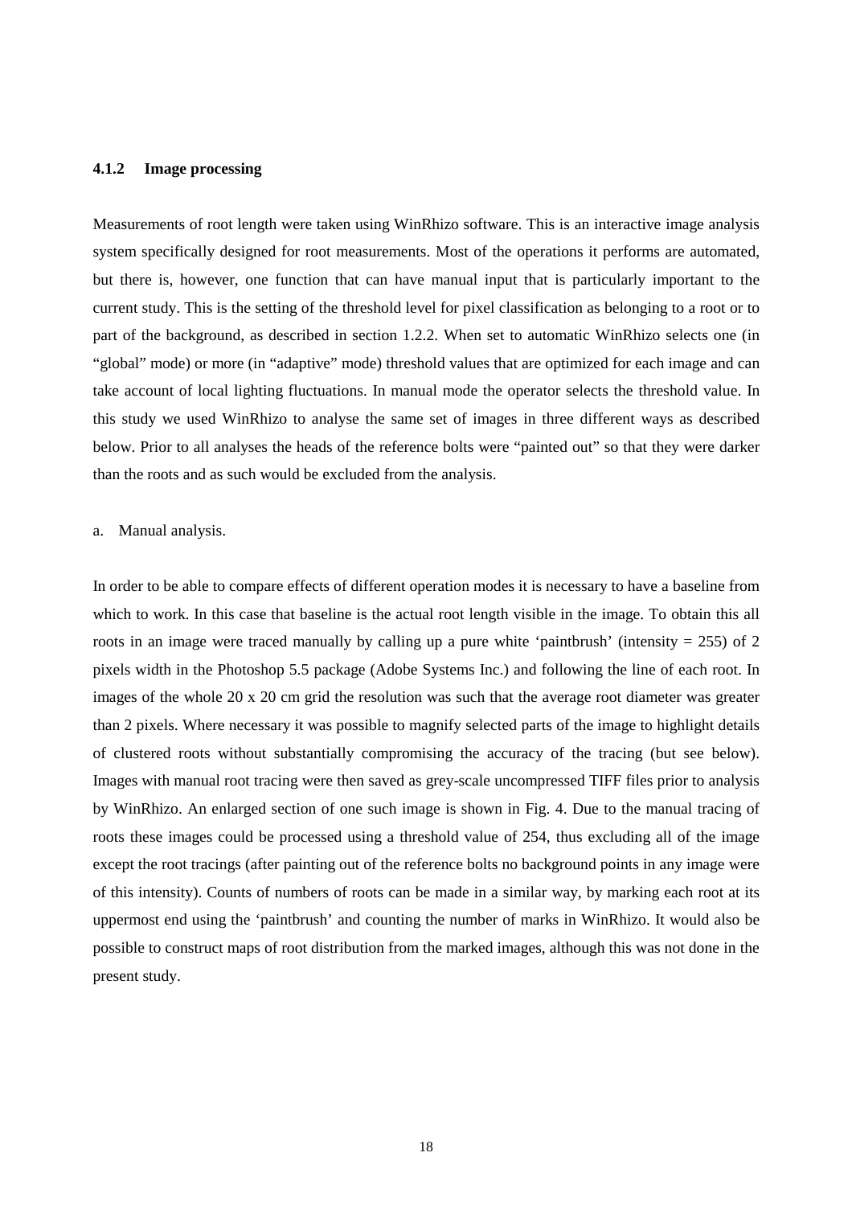### 4.1.2 Image processing

Measurements of root length were taken using WinRhizo software. This is an interactive image analysis system specifically designed for root measurements. Most of the operations it performs are automated, but there is, however, one function that can have manual input that is particularly important to the current study. This is the setting of the threshold level for pixel classification as belonging to a root or to part of the background, as described in section 1.2.2. When set to automatic WinRhizo selects one (in "global" mode) or more (in "adaptive" mode) threshold values that are optimized for each image and can take account of local lighting fluctuations. In manual mode the operator selects the threshold value. In this study we used WinRhizo to analyse the same set of images in three different ways as described below. Prior to all analyses the heads of the reference bolts were "painted out" so that they were darker than the roots and as such would be excluded from the analysis.

a. Manual analysis.

In order to be able to compare effects of different operation modes it is necessary to have a baseline from which to work. In this case that baseline is the actual root length visible in the image. To obtain this all roots in an image were traced manually by calling up a pure white 'paintbrush' (intensity = 255) of 2 pixels width in the Photoshop 5.5 package (Adobe Systems Inc.) and following the line of each root. In images of the whole 20 x 20 cm grid the resolution was such that the average root diameter was greater than 2 pixels. Where necessary it was possible to magnify selected parts of the image to highlight details of clustered roots without substantially compromising the accuracy of the tracing (but see below). Images with manual root tracing were then saved as grey-scale uncompressed TIFF files prior to analysis by WinRhizo. An enlarged section of one such image is shown in Fig. 4. Due to the manual tracing of roots these images could be processed using a threshold value of 254, thus excluding all of the image except the root tracings (after painting out of the reference bolts no background points in any image were of this intensity). Counts of numbers of roots can be made in a similar way, by marking each root at its uppermost end using the 'paintbrush' and counting the number of marks in WinRhizo. It would also be possible to construct maps of root distribution from the marked images, although this was not done in the present study.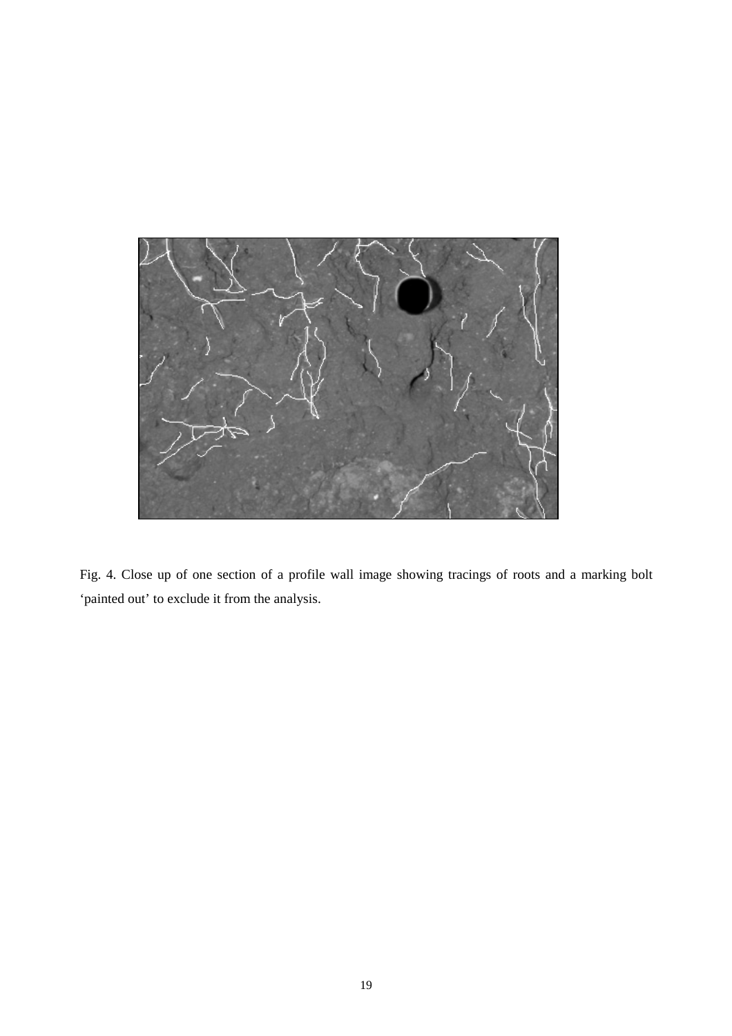Fig. 4. Close up of one section of a profile wall image showing tracings of roots and a marking bolt ‘painted out’ to exclude it from the analysis.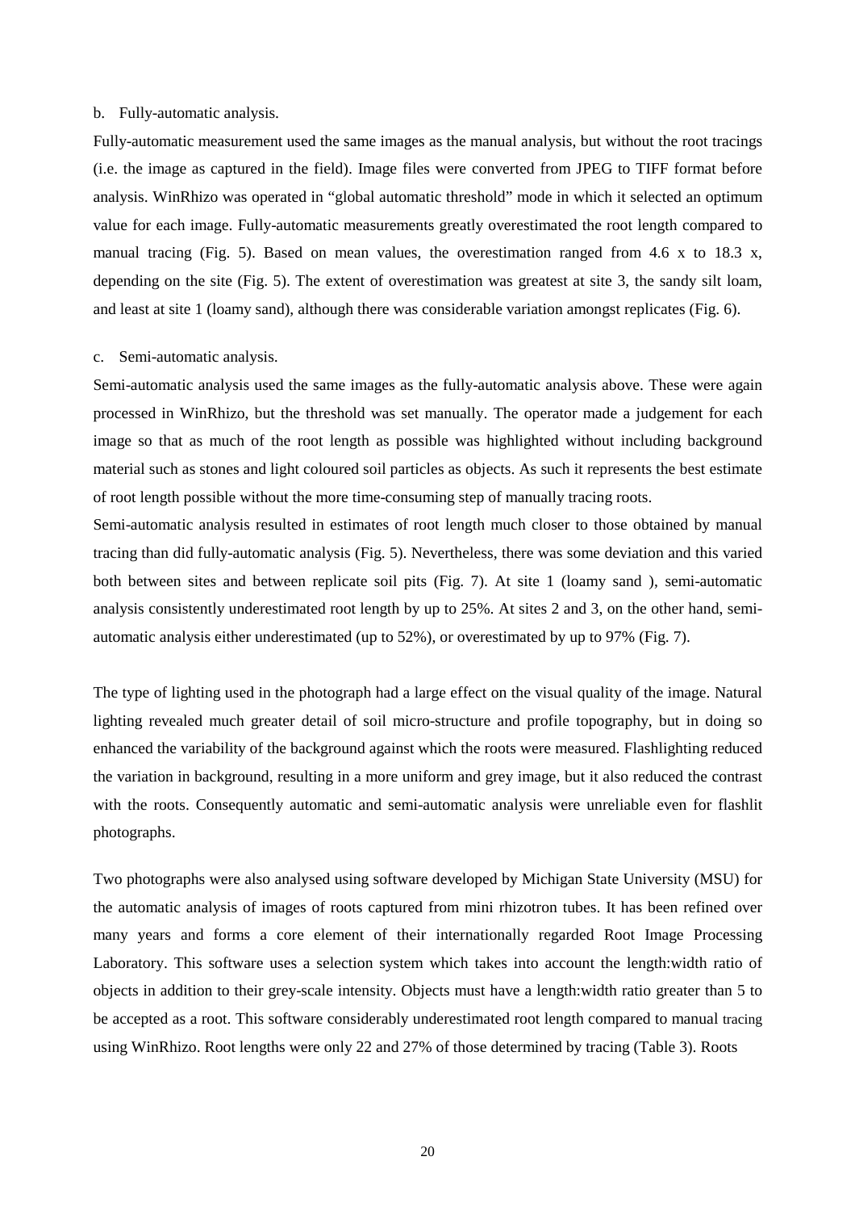b. Fully-automatic analysis.

Fully-automatic measurement used the same images as the manual analysis, but without the root tracings (i.e. the image as captured in the field). Image files were converted from JPEG to TIFF format before analysis. WinRhizo was operated in "global automatic threshold" mode in which it selected an optimum value for each image. Fully-automatic measurements greatly overestimated the root length compared to manual tracing (Fig. 5). Based on mean values, the overestimation ranged from 4.6 x to 18.3 x, depending on the site (Fig. 5). The extent of overestimation was greatest at site 3, the sandy silt loam, and least at site 1 (loamy sand), although there was considerable variation amongst replicates (Fig. 6).

c. Semi-automatic analysis.

Semi-automatic analysis used the same images as the fully-automatic analysis above. These were again processed in WinRhizo, but the threshold was set manually. The operator made a judgement for each image so that as much of the root length as possible was highlighted without including background material such as stones and light coloured soil particles as objects. As such it represents the best estimate of root length possible without the more time-consuming step of manually tracing roots.

Semi-automatic analysis resulted in estimates of root length much closer to those obtained by manual tracing than did fully-automatic analysis (Fig. 5). Nevertheless, there was some deviation and this varied both between sites and between replicate soil pits (Fig. 7). At site 1 (loamy sand ), semi-automatic analysis consistently underestimated root length by up to 25%. At sites 2 and 3, on the other hand, semi-automatic analysis either underestimated (up to 52%), or overestimated by up to 97% (Fig. 7).

The type of lighting used in the photograph had a large effect on the visual quality of the image. Natural lighting revealed much greater detail of soil micro-structure and profile topography, but in doing so enhanced the variability of the background against which the roots were measured. Flashlighting reduced the variation in background, resulting in a more uniform and grey image, but it also reduced the contrast with the roots. Consequently automatic and semi-automatic analysis were unreliable even for flashlit photographs.

Two photographs were also analysed using software developed by Michigan State University (MSU) for the automatic analysis of images of roots captured from mini rhizotron tubes. It has been refined over many years and forms a core element of their internationally regarded Root Image Processing Laboratory. This software uses a selection system which takes into account the length:width ratio of objects in addition to their grey-scale intensity. Objects must have a length:width ratio greater than 5 to be accepted as a root. This software considerably underestimated root length compared to manual tracing using WinRhizo. Root lengths were only 22 and 27% of those determined by tracing (Table 3). Roots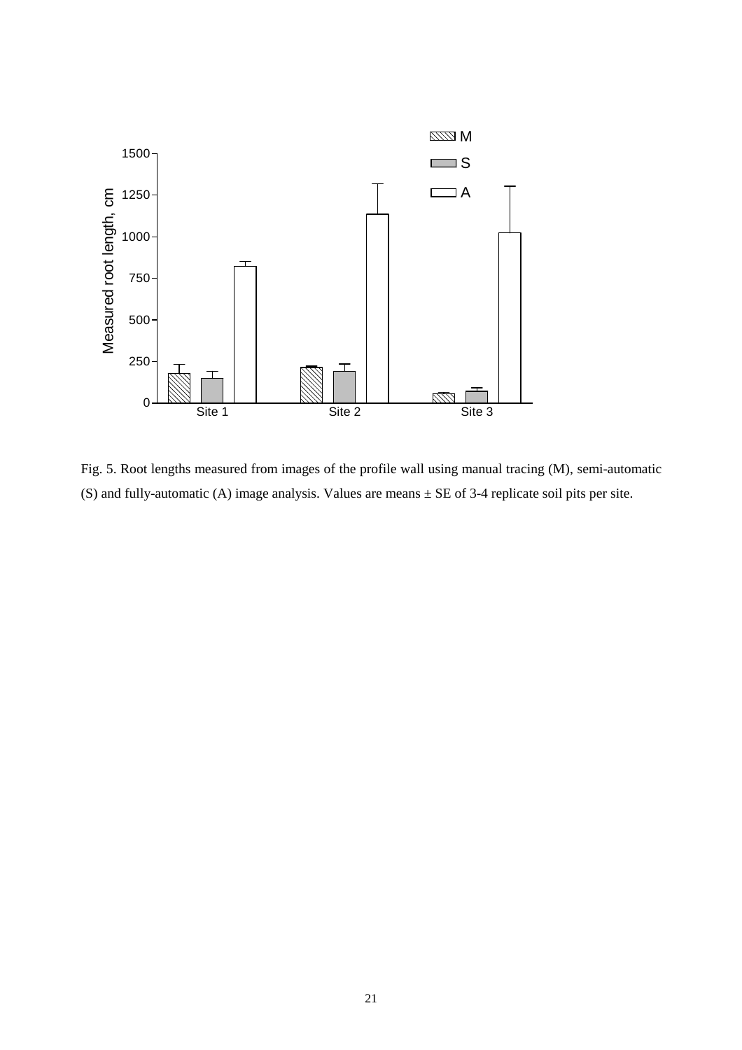Fig. 5. Root lengths measured from images of the profile wall using manual tracing (M), semi-automatic (S) and fully-automatic (A) image analysis. Values are means ± SE of 3-4 replicate soil pits per site.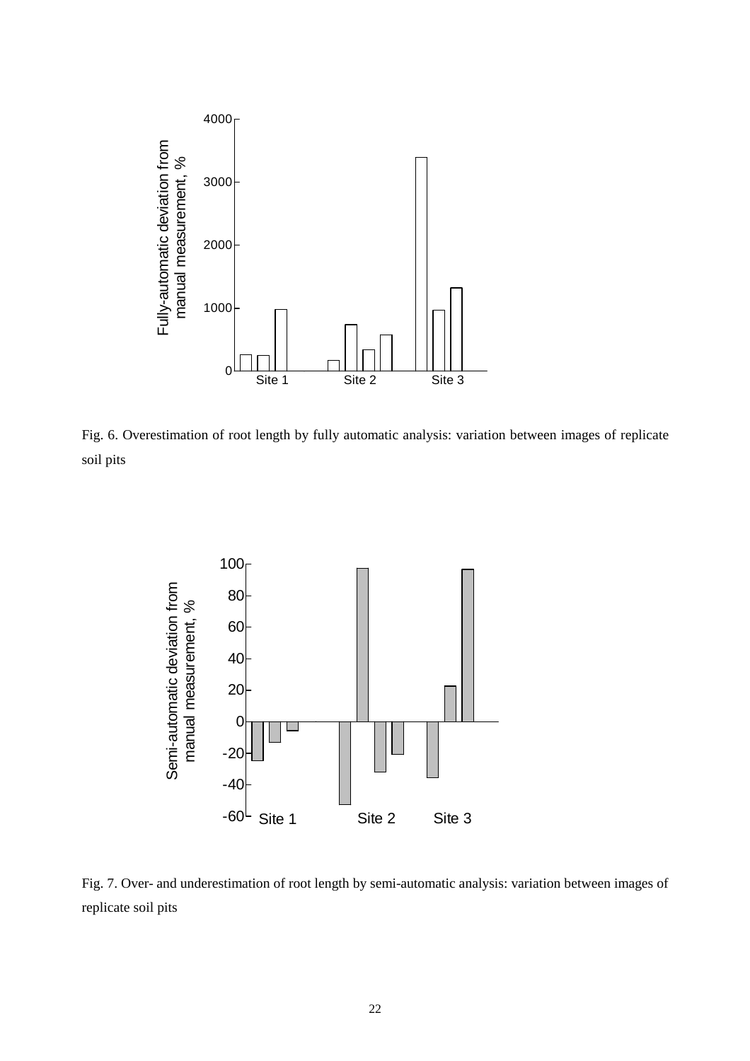Fig. 6. Overestimation of root length by fully automatic analysis: variation between images of replicate soil pits

Fig. 7. Over- and underestimation of root length by semi-automatic analysis: variation between images of replicate soil pits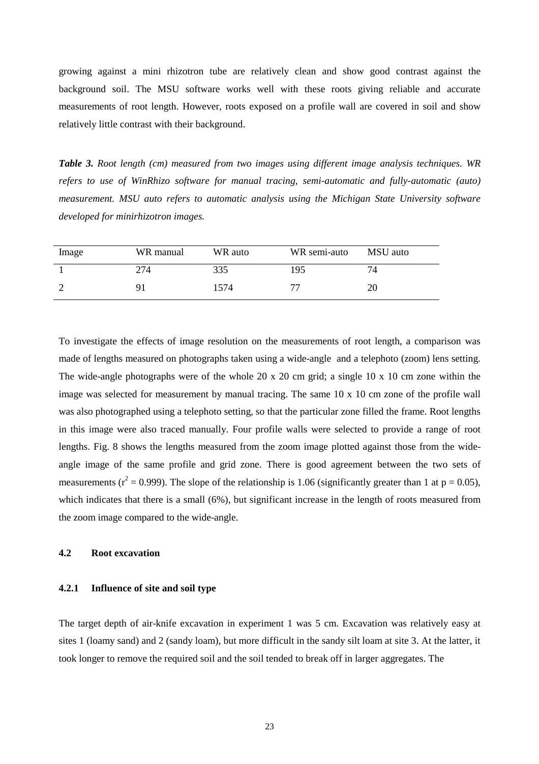growing against a mini rhizotron tube are relatively clean and show good contrast against the background soil. The MSU software works well with these roots giving reliable and accurate measurements of root length. However, roots exposed on a profile wall are covered in soil and show relatively little contrast with their background.

***Table 3.*** *Root length (cm) measured from two images using different image analysis techniques. WR refers to use of WinRhizo software for manual tracing, semi-automatic and fully-automatic (auto) measurement. MSU auto refers to automatic analysis using the Michigan State University software developed for minirhizotron images.*

| Image | WR manual | WR auto | WR semi-auto | MSU auto |
|---|---|---|---|---|
| 1 | 274 | 335 | 195 | 74 |
| 2 | 91 | 1574 | 77 | 20 |

To investigate the effects of image resolution on the measurements of root length, a comparison was made of lengths measured on photographs taken using a wide-angle and a telephoto (zoom) lens setting. The wide-angle photographs were of the whole 20 x 20 cm grid; a single 10 x 10 cm zone within the image was selected for measurement by manual tracing. The same 10 x 10 cm zone of the profile wall was also photographed using a telephoto setting, so that the particular zone filled the frame. Root lengths in this image were also traced manually. Four profile walls were selected to provide a range of root lengths. Fig. 8 shows the lengths measured from the zoom image plotted against those from the wide-angle image of the same profile and grid zone. There is good agreement between the two sets of measurements ($r^2 = 0.999$). The slope of the relationship is 1.06 (significantly greater than 1 at $p = 0.05$), which indicates that there is a small (6%), but significant increase in the length of roots measured from the zoom image compared to the wide-angle.

### 4.2 Root excavation

#### 4.2.1 Influence of site and soil type

The target depth of air-knife excavation in experiment 1 was 5 cm. Excavation was relatively easy at sites 1 (loamy sand) and 2 (sandy loam), but more difficult in the sandy silt loam at site 3. At the latter, it took longer to remove the required soil and the soil tended to break off in larger aggregates. The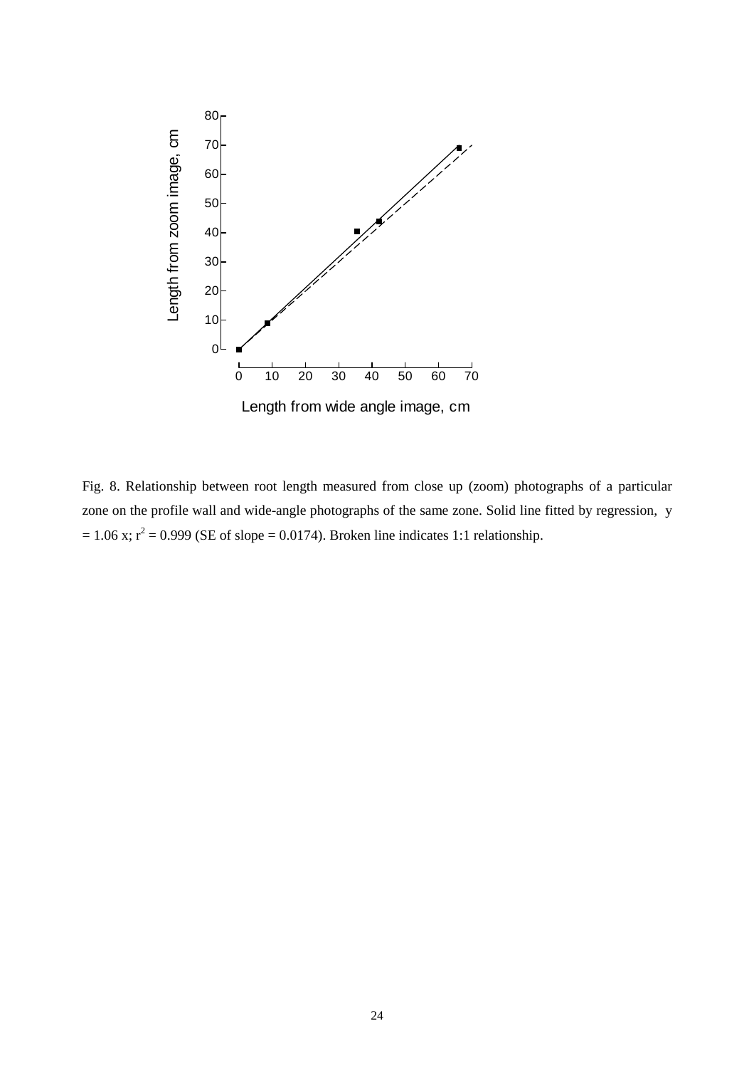Fig. 8. Relationship between root length measured from close up (zoom) photographs of a particular zone on the profile wall and wide-angle photographs of the same zone. Solid line fitted by regression, $y = 1.06\ x$; $r^2 = 0.999$ (SE of slope = 0.0174). Broken line indicates 1:1 relationship.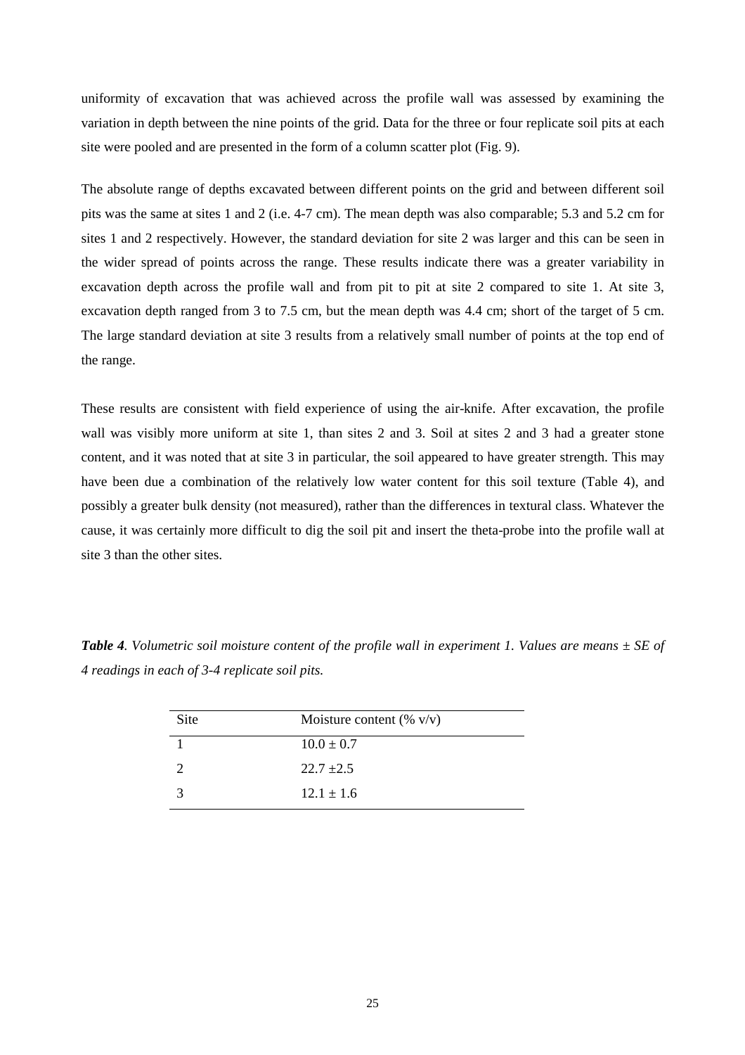uniformity of excavation that was achieved across the profile wall was assessed by examining the variation in depth between the nine points of the grid. Data for the three or four replicate soil pits at each site were pooled and are presented in the form of a column scatter plot (Fig. 9).

The absolute range of depths excavated between different points on the grid and between different soil pits was the same at sites 1 and 2 (i.e. 4-7 cm). The mean depth was also comparable; 5.3 and 5.2 cm for sites 1 and 2 respectively. However, the standard deviation for site 2 was larger and this can be seen in the wider spread of points across the range. These results indicate there was a greater variability in excavation depth across the profile wall and from pit to pit at site 2 compared to site 1. At site 3, excavation depth ranged from 3 to 7.5 cm, but the mean depth was 4.4 cm; short of the target of 5 cm. The large standard deviation at site 3 results from a relatively small number of points at the top end of the range.

These results are consistent with field experience of using the air-knife. After excavation, the profile wall was visibly more uniform at site 1, than sites 2 and 3. Soil at sites 2 and 3 had a greater stone content, and it was noted that at site 3 in particular, the soil appeared to have greater strength. This may have been due a combination of the relatively low water content for this soil texture (Table 4), and possibly a greater bulk density (not measured), rather than the differences in textural class. Whatever the cause, it was certainly more difficult to dig the soil pit and insert the theta-probe into the profile wall at site 3 than the other sites.

***Table 4****. Volumetric soil moisture content of the profile wall in experiment 1. Values are means ± SE of 4 readings in each of 3-4 replicate soil pits.*

| Site | Moisture content (% v/v) |
|---|---|
| 1 | 10.0 ± 0.7 |
| 2 | 22.7 ±2.5 |
| 3 | 12.1 ± 1.6 |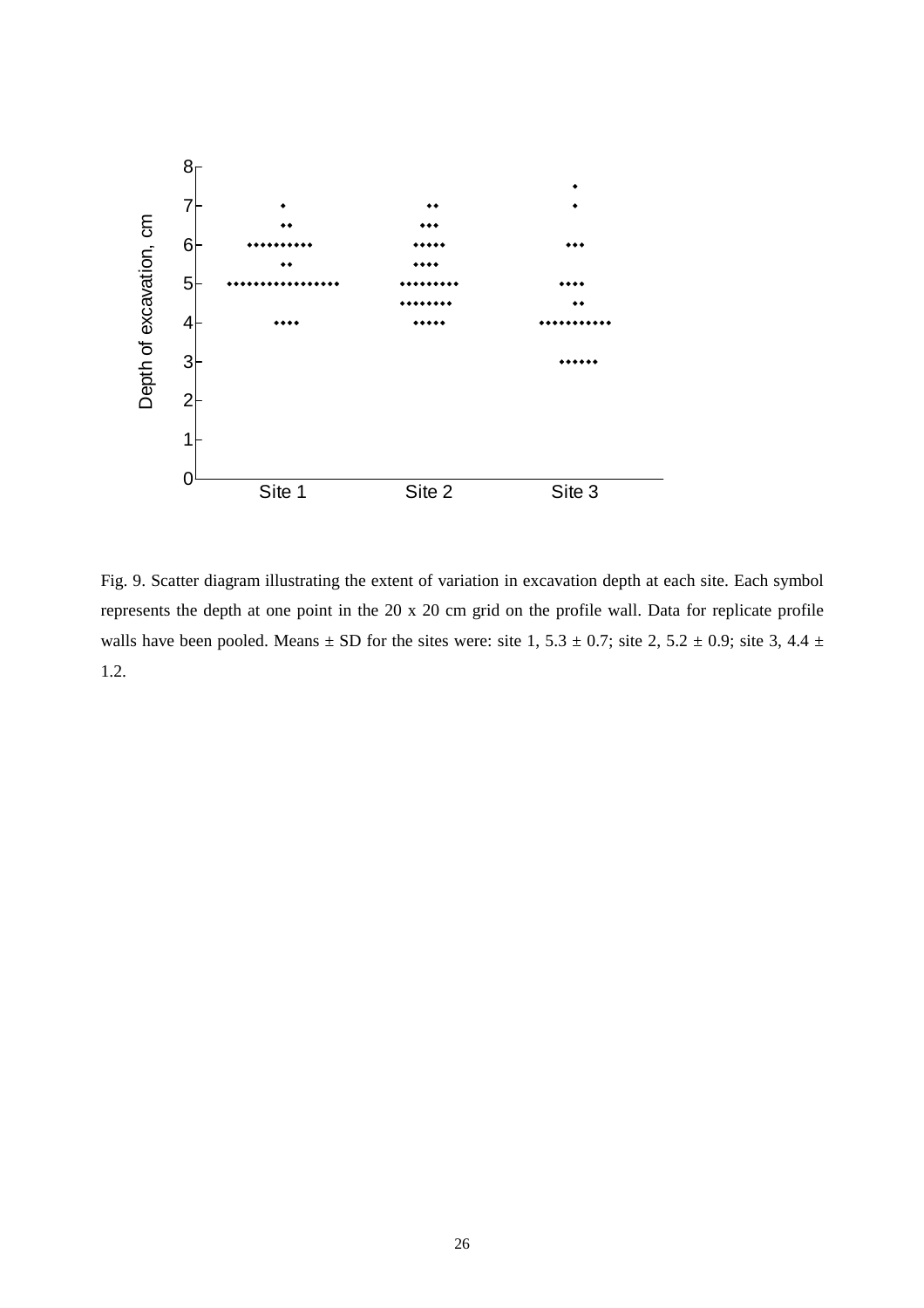Fig. 9. Scatter diagram illustrating the extent of variation in excavation depth at each site. Each symbol represents the depth at one point in the 20 x 20 cm grid on the profile wall. Data for replicate profile walls have been pooled. Means ± SD for the sites were: site 1, 5.3 ± 0.7; site 2, 5.2 ± 0.9; site 3, 4.4 ± 1.2.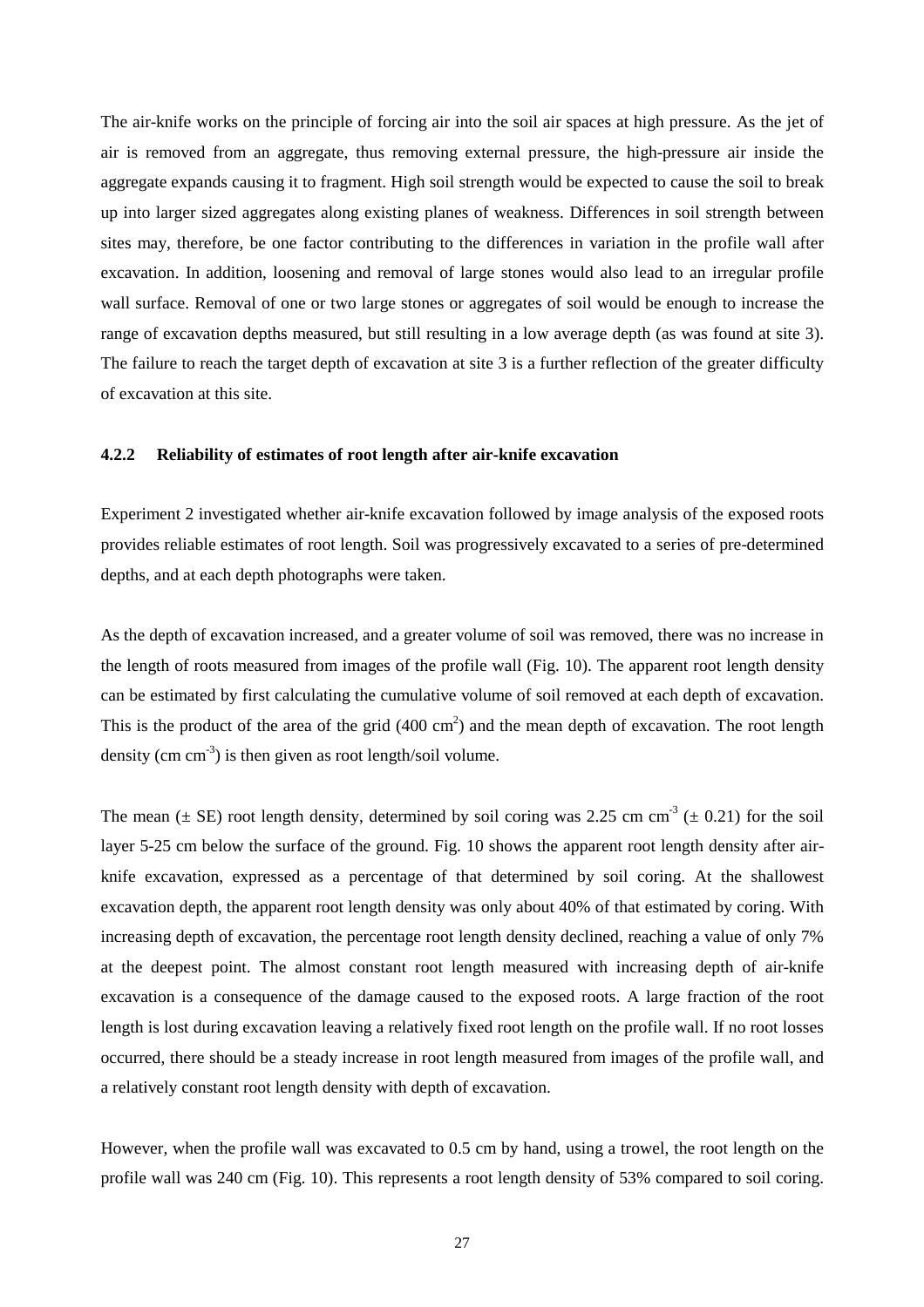The air-knife works on the principle of forcing air into the soil air spaces at high pressure. As the jet of air is removed from an aggregate, thus removing external pressure, the high-pressure air inside the aggregate expands causing it to fragment. High soil strength would be expected to cause the soil to break up into larger sized aggregates along existing planes of weakness. Differences in soil strength between sites may, therefore, be one factor contributing to the differences in variation in the profile wall after excavation. In addition, loosening and removal of large stones would also lead to an irregular profile wall surface. Removal of one or two large stones or aggregates of soil would be enough to increase the range of excavation depths measured, but still resulting in a low average depth (as was found at site 3). The failure to reach the target depth of excavation at site 3 is a further reflection of the greater difficulty of excavation at this site.

### 4.2.2 Reliability of estimates of root length after air-knife excavation

Experiment 2 investigated whether air-knife excavation followed by image analysis of the exposed roots provides reliable estimates of root length. Soil was progressively excavated to a series of pre-determined depths, and at each depth photographs were taken.

As the depth of excavation increased, and a greater volume of soil was removed, there was no increase in the length of roots measured from images of the profile wall (Fig. 10). The apparent root length density can be estimated by first calculating the cumulative volume of soil removed at each depth of excavation. This is the product of the area of the grid (400 $cm^2$) and the mean depth of excavation. The root length density ($cm\ cm^{-3}$) is then given as root length/soil volume.

The mean ($\pm$ SE) root length density, determined by soil coring was 2.25 $cm\ cm^{-3}$ ($\pm$ 0.21) for the soil layer 5-25 cm below the surface of the ground. Fig. 10 shows the apparent root length density after air-knife excavation, expressed as a percentage of that determined by soil coring. At the shallowest excavation depth, the apparent root length density was only about 40% of that estimated by coring. With increasing depth of excavation, the percentage root length density declined, reaching a value of only 7% at the deepest point. The almost constant root length measured with increasing depth of air-knife excavation is a consequence of the damage caused to the exposed roots. A large fraction of the root length is lost during excavation leaving a relatively fixed root length on the profile wall. If no root losses occurred, there should be a steady increase in root length measured from images of the profile wall, and a relatively constant root length density with depth of excavation.

However, when the profile wall was excavated to 0.5 cm by hand, using a trowel, the root length on the profile wall was 240 cm (Fig. 10). This represents a root length density of 53% compared to soil coring.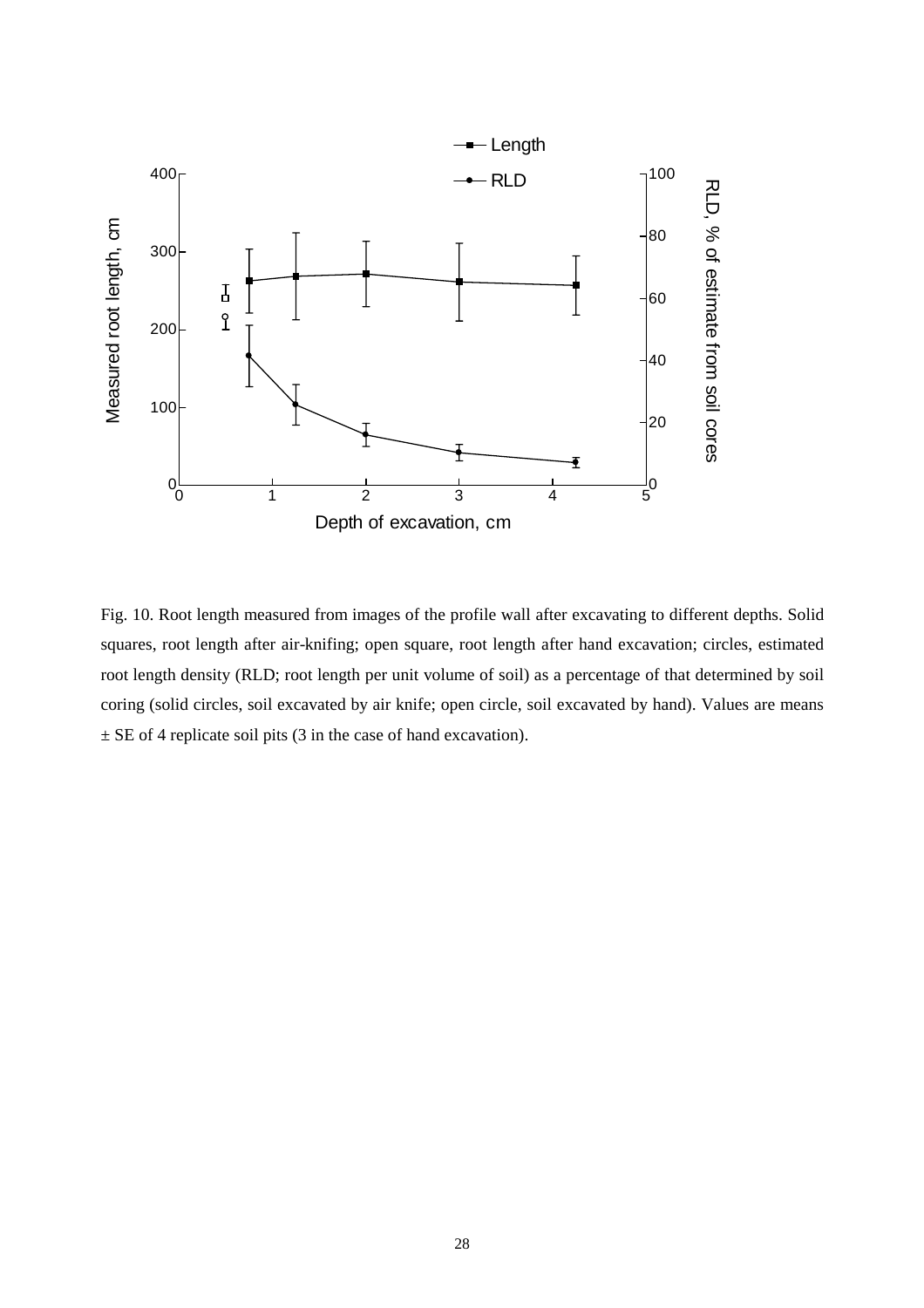Fig. 10. Root length measured from images of the profile wall after excavating to different depths. Solid squares, root length after air-knifing; open square, root length after hand excavation; circles, estimated root length density (RLD; root length per unit volume of soil) as a percentage of that determined by soil coring (solid circles, soil excavated by air knife; open circle, soil excavated by hand). Values are means ± SE of 4 replicate soil pits (3 in the case of hand excavation).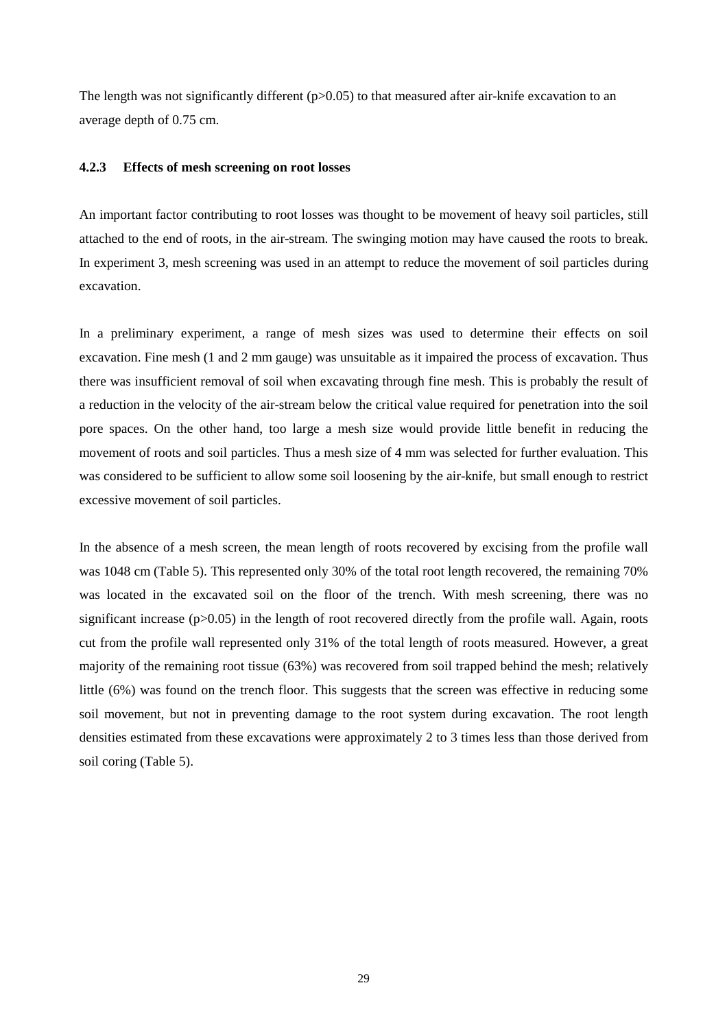The length was not significantly different ($p>0.05$) to that measured after air-knife excavation to an average depth of 0.75 cm.

### 4.2.3 Effects of mesh screening on root losses

An important factor contributing to root losses was thought to be movement of heavy soil particles, still attached to the end of roots, in the air-stream. The swinging motion may have caused the roots to break. In experiment 3, mesh screening was used in an attempt to reduce the movement of soil particles during excavation.

In a preliminary experiment, a range of mesh sizes was used to determine their effects on soil excavation. Fine mesh (1 and 2 mm gauge) was unsuitable as it impaired the process of excavation. Thus there was insufficient removal of soil when excavating through fine mesh. This is probably the result of a reduction in the velocity of the air-stream below the critical value required for penetration into the soil pore spaces. On the other hand, too large a mesh size would provide little benefit in reducing the movement of roots and soil particles. Thus a mesh size of 4 mm was selected for further evaluation. This was considered to be sufficient to allow some soil loosening by the air-knife, but small enough to restrict excessive movement of soil particles.

In the absence of a mesh screen, the mean length of roots recovered by excising from the profile wall was 1048 cm (Table 5). This represented only 30% of the total root length recovered, the remaining 70% was located in the excavated soil on the floor of the trench. With mesh screening, there was no significant increase ($p>0.05$) in the length of root recovered directly from the profile wall. Again, roots cut from the profile wall represented only 31% of the total length of roots measured. However, a great majority of the remaining root tissue (63%) was recovered from soil trapped behind the mesh; relatively little (6%) was found on the trench floor. This suggests that the screen was effective in reducing some soil movement, but not in preventing damage to the root system during excavation. The root length densities estimated from these excavations were approximately 2 to 3 times less than those derived from soil coring (Table 5).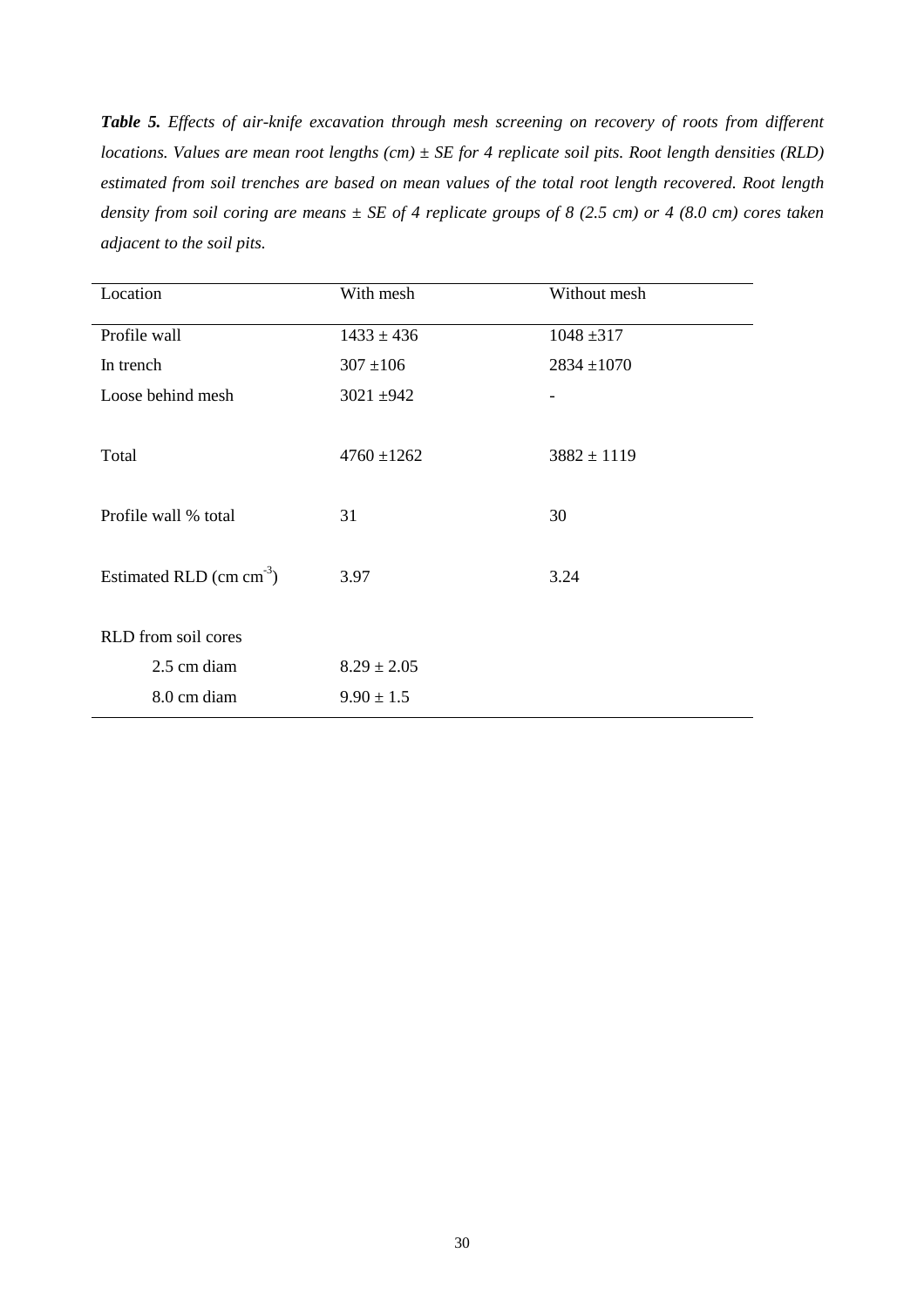***Table 5.*** *Effects of air-knife excavation through mesh screening on recovery of roots from different locations. Values are mean root lengths (cm) ± SE for 4 replicate soil pits. Root length densities (RLD) estimated from soil trenches are based on mean values of the total root length recovered. Root length density from soil coring are means ± SE of 4 replicate groups of 8 (2.5 cm) or 4 (8.0 cm) cores taken adjacent to the soil pits.*

| Location | With mesh | Without mesh |
|---|---|---|
| Profile wall | 1433 ± 436 | 1048 ±317 |
| In trench | 307 ±106 | 2834 ±1070 |
| Loose behind mesh | 3021 ±942 | - |
| Total | 4760 ±1262 | 3882 ± 1119 |
| Profile wall % total | 31 | 30 |
| Estimated RLD (cm $cm^{-3}$) | 3.97 | 3.24 |
| RLD from soil cores | | |
| 2.5 cm diam | 8.29 ± 2.05 | |
| 8.0 cm diam | 9.90 ± 1.5 | |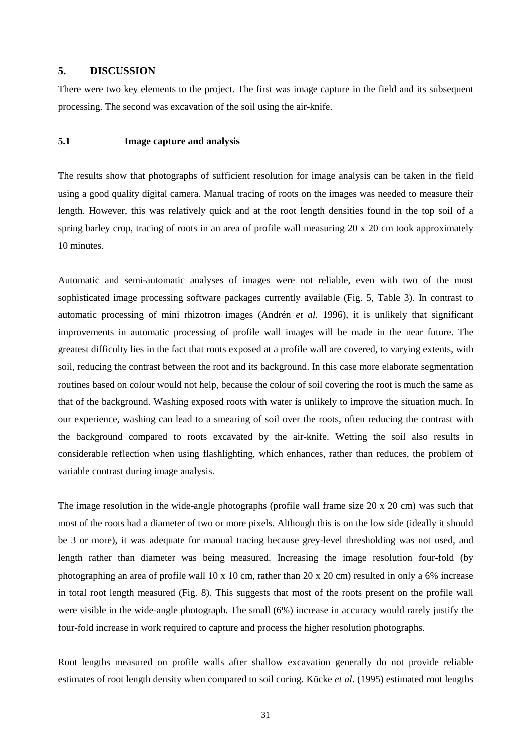## 5. DISCUSSION

There were two key elements to the project. The first was image capture in the field and its subsequent processing. The second was excavation of the soil using the air-knife.

### 5.1 Image capture and analysis

The results show that photographs of sufficient resolution for image analysis can be taken in the field using a good quality digital camera. Manual tracing of roots on the images was needed to measure their length. However, this was relatively quick and at the root length densities found in the top soil of a spring barley crop, tracing of roots in an area of profile wall measuring 20 x 20 cm took approximately 10 minutes.

Automatic and semi-automatic analyses of images were not reliable, even with two of the most sophisticated image processing software packages currently available (Fig. 5, Table 3). In contrast to automatic processing of mini rhizotron images (Andrén *et al*. 1996), it is unlikely that significant improvements in automatic processing of profile wall images will be made in the near future. The greatest difficulty lies in the fact that roots exposed at a profile wall are covered, to varying extents, with soil, reducing the contrast between the root and its background. In this case more elaborate segmentation routines based on colour would not help, because the colour of soil covering the root is much the same as that of the background. Washing exposed roots with water is unlikely to improve the situation much. In our experience, washing can lead to a smearing of soil over the roots, often reducing the contrast with the background compared to roots excavated by the air-knife. Wetting the soil also results in considerable reflection when using flashlighting, which enhances, rather than reduces, the problem of variable contrast during image analysis.

The image resolution in the wide-angle photographs (profile wall frame size 20 x 20 cm) was such that most of the roots had a diameter of two or more pixels. Although this is on the low side (ideally it should be 3 or more), it was adequate for manual tracing because grey-level thresholding was not used, and length rather than diameter was being measured. Increasing the image resolution four-fold (by photographing an area of profile wall 10 x 10 cm, rather than 20 x 20 cm) resulted in only a 6% increase in total root length measured (Fig. 8). This suggests that most of the roots present on the profile wall were visible in the wide-angle photograph. The small (6%) increase in accuracy would rarely justify the four-fold increase in work required to capture and process the higher resolution photographs.

Root lengths measured on profile walls after shallow excavation generally do not provide reliable estimates of root length density when compared to soil coring. Kücke *et al*. (1995) estimated root lengths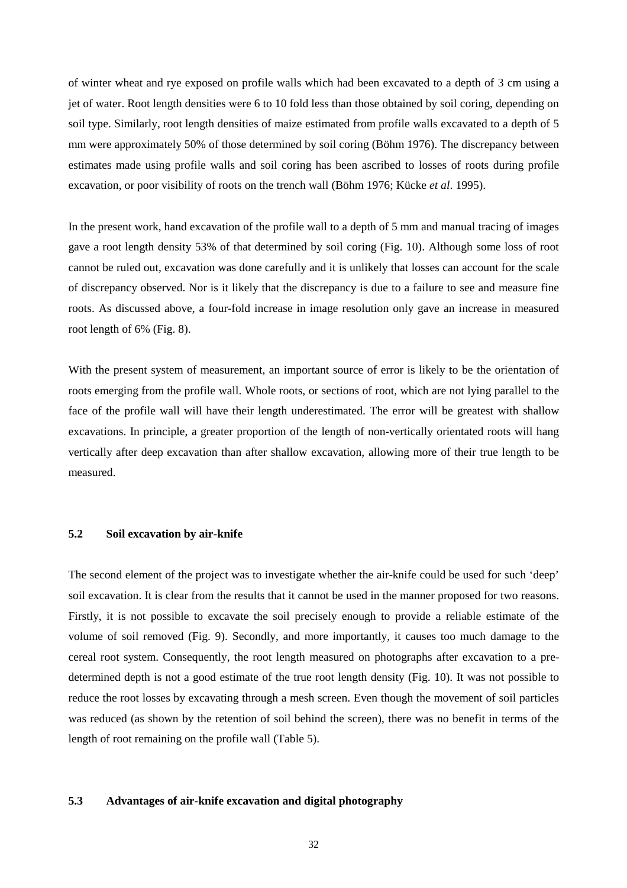of winter wheat and rye exposed on profile walls which had been excavated to a depth of 3 cm using a jet of water. Root length densities were 6 to 10 fold less than those obtained by soil coring, depending on soil type. Similarly, root length densities of maize estimated from profile walls excavated to a depth of 5 mm were approximately 50% of those determined by soil coring (Böhm 1976). The discrepancy between estimates made using profile walls and soil coring has been ascribed to losses of roots during profile excavation, or poor visibility of roots on the trench wall (Böhm 1976; Kücke *et al*. 1995).

In the present work, hand excavation of the profile wall to a depth of 5 mm and manual tracing of images gave a root length density 53% of that determined by soil coring (Fig. 10). Although some loss of root cannot be ruled out, excavation was done carefully and it is unlikely that losses can account for the scale of discrepancy observed. Nor is it likely that the discrepancy is due to a failure to see and measure fine roots. As discussed above, a four-fold increase in image resolution only gave an increase in measured root length of 6% (Fig. 8).

With the present system of measurement, an important source of error is likely to be the orientation of roots emerging from the profile wall. Whole roots, or sections of root, which are not lying parallel to the face of the profile wall will have their length underestimated. The error will be greatest with shallow excavations. In principle, a greater proportion of the length of non-vertically orientated roots will hang vertically after deep excavation than after shallow excavation, allowing more of their true length to be measured.

### 5.2 Soil excavation by air-knife

The second element of the project was to investigate whether the air-knife could be used for such 'deep' soil excavation. It is clear from the results that it cannot be used in the manner proposed for two reasons. Firstly, it is not possible to excavate the soil precisely enough to provide a reliable estimate of the volume of soil removed (Fig. 9). Secondly, and more importantly, it causes too much damage to the cereal root system. Consequently, the root length measured on photographs after excavation to a pre-determined depth is not a good estimate of the true root length density (Fig. 10). It was not possible to reduce the root losses by excavating through a mesh screen. Even though the movement of soil particles was reduced (as shown by the retention of soil behind the screen), there was no benefit in terms of the length of root remaining on the profile wall (Table 5).

### 5.3 Advantages of air-knife excavation and digital photography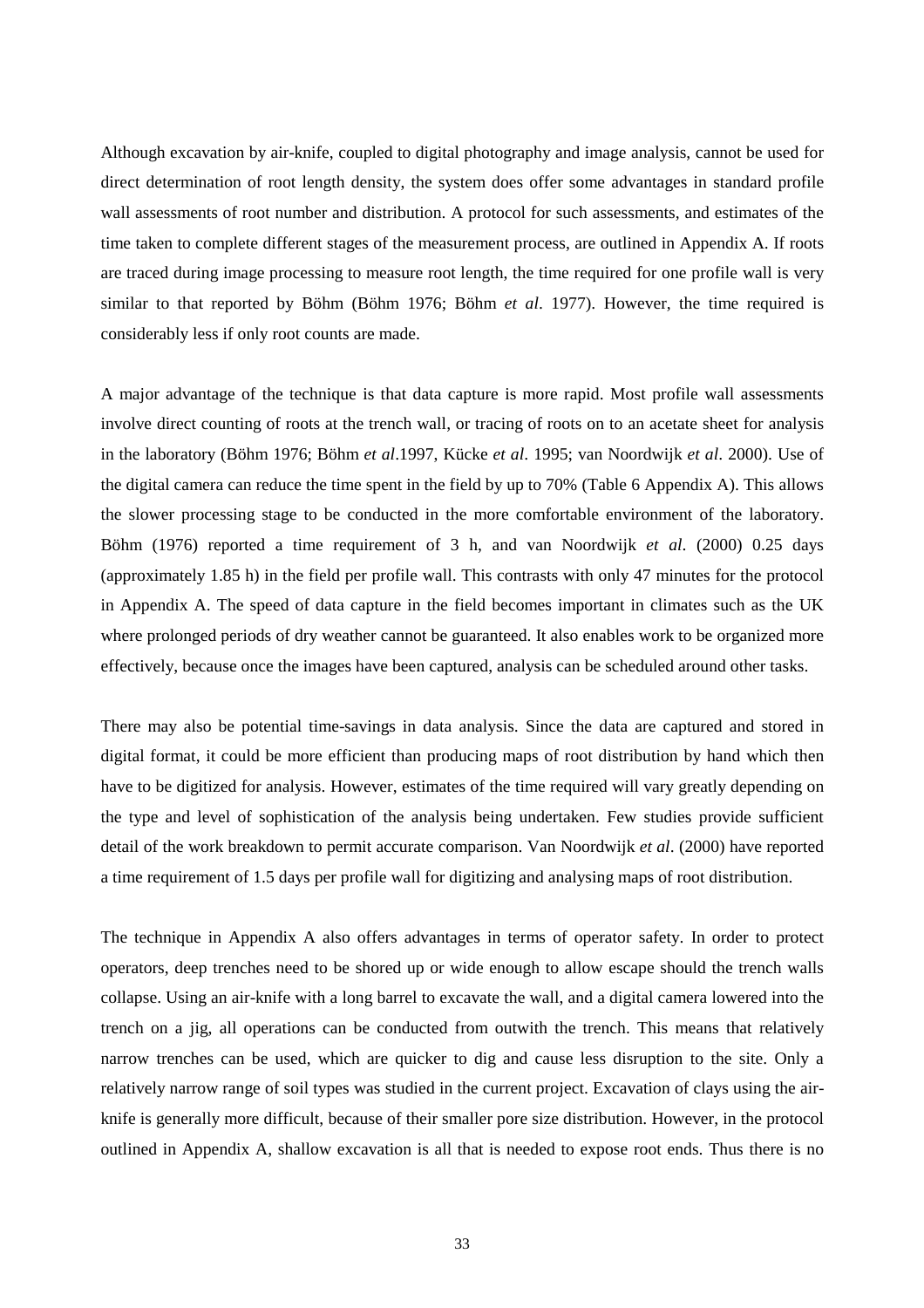Although excavation by air-knife, coupled to digital photography and image analysis, cannot be used for direct determination of root length density, the system does offer some advantages in standard profile wall assessments of root number and distribution. A protocol for such assessments, and estimates of the time taken to complete different stages of the measurement process, are outlined in Appendix A. If roots are traced during image processing to measure root length, the time required for one profile wall is very similar to that reported by Böhm (Böhm 1976; Böhm *et al*. 1977). However, the time required is considerably less if only root counts are made.

A major advantage of the technique is that data capture is more rapid. Most profile wall assessments involve direct counting of roots at the trench wall, or tracing of roots on to an acetate sheet for analysis in the laboratory (Böhm 1976; Böhm *et al*.1997, Kücke *et al*. 1995; van Noordwijk *et al*. 2000). Use of the digital camera can reduce the time spent in the field by up to 70% (Table 6 Appendix A). This allows the slower processing stage to be conducted in the more comfortable environment of the laboratory. Böhm (1976) reported a time requirement of 3 h, and van Noordwijk *et al*. (2000) 0.25 days (approximately 1.85 h) in the field per profile wall. This contrasts with only 47 minutes for the protocol in Appendix A. The speed of data capture in the field becomes important in climates such as the UK where prolonged periods of dry weather cannot be guaranteed. It also enables work to be organized more effectively, because once the images have been captured, analysis can be scheduled around other tasks.

There may also be potential time-savings in data analysis. Since the data are captured and stored in digital format, it could be more efficient than producing maps of root distribution by hand which then have to be digitized for analysis. However, estimates of the time required will vary greatly depending on the type and level of sophistication of the analysis being undertaken. Few studies provide sufficient detail of the work breakdown to permit accurate comparison. Van Noordwijk *et al*. (2000) have reported a time requirement of 1.5 days per profile wall for digitizing and analysing maps of root distribution.

The technique in Appendix A also offers advantages in terms of operator safety. In order to protect operators, deep trenches need to be shored up or wide enough to allow escape should the trench walls collapse. Using an air-knife with a long barrel to excavate the wall, and a digital camera lowered into the trench on a jig, all operations can be conducted from outwith the trench. This means that relatively narrow trenches can be used, which are quicker to dig and cause less disruption to the site. Only a relatively narrow range of soil types was studied in the current project. Excavation of clays using the air-knife is generally more difficult, because of their smaller pore size distribution. However, in the protocol outlined in Appendix A, shallow excavation is all that is needed to expose root ends. Thus there is no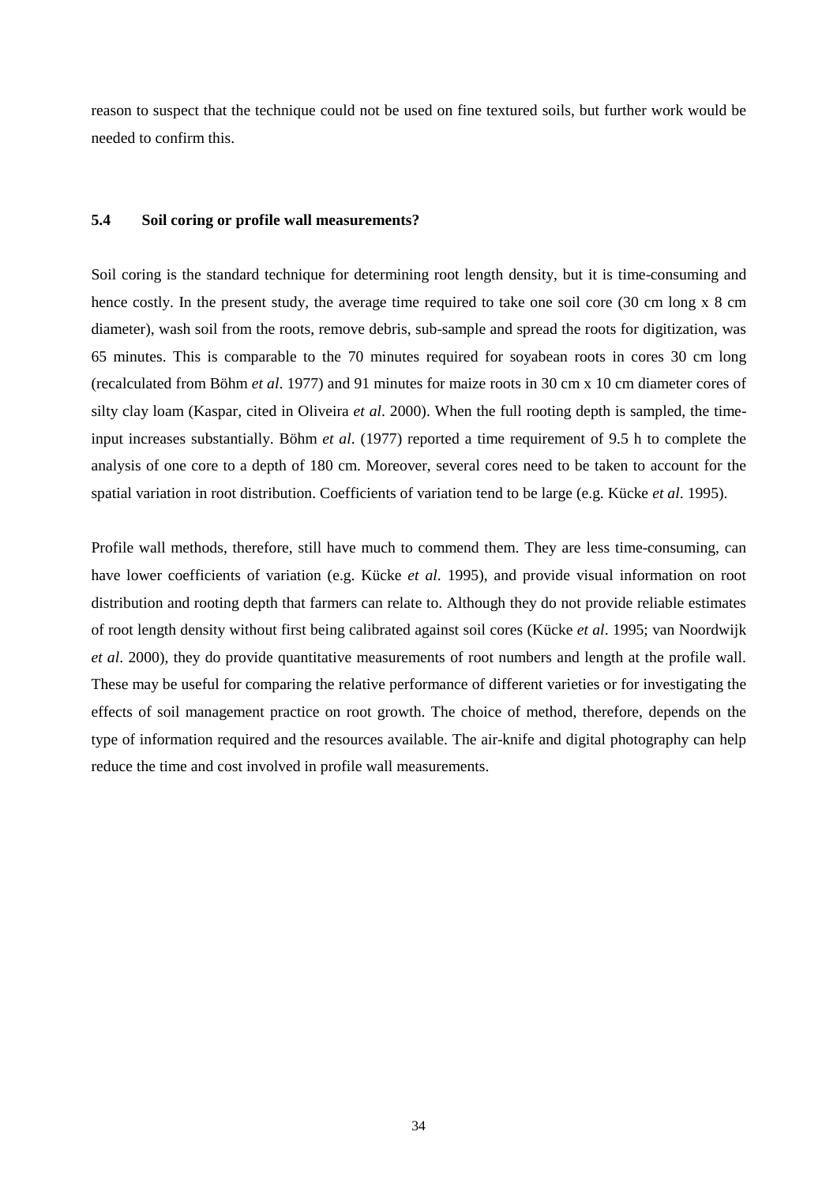reason to suspect that the technique could not be used on fine textured soils, but further work would be needed to confirm this.

### 5.4 Soil coring or profile wall measurements?

Soil coring is the standard technique for determining root length density, but it is time-consuming and hence costly. In the present study, the average time required to take one soil core (30 cm long x 8 cm diameter), wash soil from the roots, remove debris, sub-sample and spread the roots for digitization, was 65 minutes. This is comparable to the 70 minutes required for soyabean roots in cores 30 cm long (recalculated from Böhm *et al*. 1977) and 91 minutes for maize roots in 30 cm x 10 cm diameter cores of silty clay loam (Kaspar, cited in Oliveira *et al*. 2000). When the full rooting depth is sampled, the time-input increases substantially. Böhm *et al*. (1977) reported a time requirement of 9.5 h to complete the analysis of one core to a depth of 180 cm. Moreover, several cores need to be taken to account for the spatial variation in root distribution. Coefficients of variation tend to be large (e.g. Kücke *et al*. 1995).

Profile wall methods, therefore, still have much to commend them. They are less time-consuming, can have lower coefficients of variation (e.g. Kücke *et al*. 1995), and provide visual information on root distribution and rooting depth that farmers can relate to. Although they do not provide reliable estimates of root length density without first being calibrated against soil cores (Kücke *et al*. 1995; van Noordwijk *et al*. 2000), they do provide quantitative measurements of root numbers and length at the profile wall. These may be useful for comparing the relative performance of different varieties or for investigating the effects of soil management practice on root growth. The choice of method, therefore, depends on the type of information required and the resources available. The air-knife and digital photography can help reduce the time and cost involved in profile wall measurements.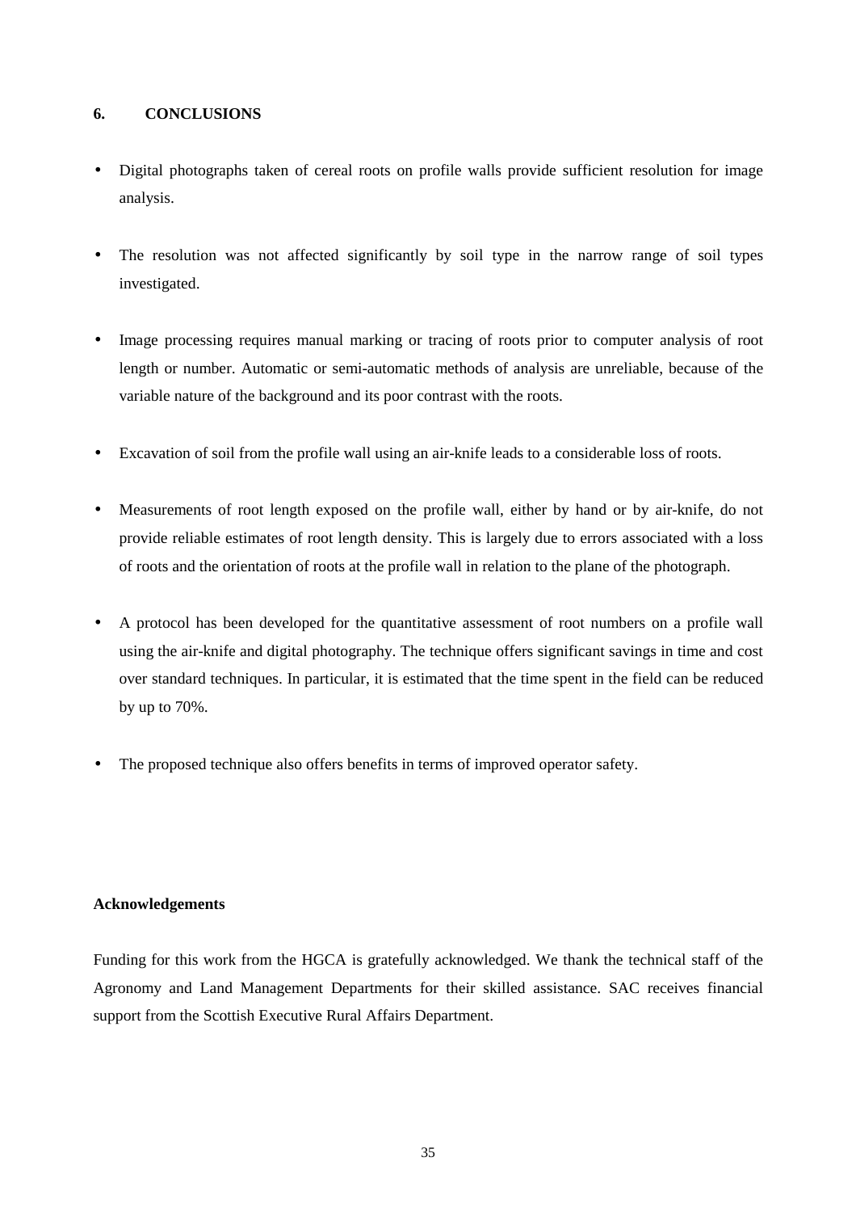## 6. CONCLUSIONS

- Digital photographs taken of cereal roots on profile walls provide sufficient resolution for image analysis.
- The resolution was not affected significantly by soil type in the narrow range of soil types investigated.
- Image processing requires manual marking or tracing of roots prior to computer analysis of root length or number. Automatic or semi-automatic methods of analysis are unreliable, because of the variable nature of the background and its poor contrast with the roots.
- Excavation of soil from the profile wall using an air-knife leads to a considerable loss of roots.
- Measurements of root length exposed on the profile wall, either by hand or by air-knife, do not provide reliable estimates of root length density. This is largely due to errors associated with a loss of roots and the orientation of roots at the profile wall in relation to the plane of the photograph.
- A protocol has been developed for the quantitative assessment of root numbers on a profile wall using the air-knife and digital photography. The technique offers significant savings in time and cost over standard techniques. In particular, it is estimated that the time spent in the field can be reduced by up to 70%.
- The proposed technique also offers benefits in terms of improved operator safety.

### Acknowledgements

Funding for this work from the HGCA is gratefully acknowledged. We thank the technical staff of the Agronomy and Land Management Departments for their skilled assistance. SAC receives financial support from the Scottish Executive Rural Affairs Department.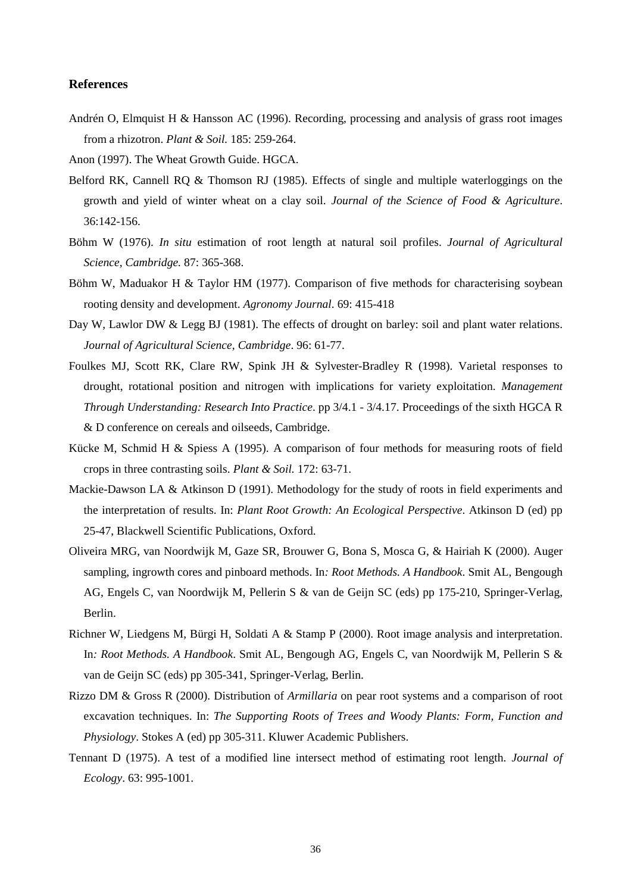## References

Andrén O, Elmquist H & Hansson AC (1996). Recording, processing and analysis of grass root images from a rhizotron. *Plant & Soil.* 185: 259-264.

Anon (1997). The Wheat Growth Guide. HGCA.

Belford RK, Cannell RQ & Thomson RJ (1985). Effects of single and multiple waterloggings on the growth and yield of winter wheat on a clay soil. *Journal of the Science of Food & Agriculture*. 36:142-156.

Böhm W (1976). *In situ* estimation of root length at natural soil profiles. *Journal of Agricultural Science, Cambridge.* 87: 365-368.

Böhm W, Maduakor H & Taylor HM (1977). Comparison of five methods for characterising soybean rooting density and development. *Agronomy Journal*. 69: 415-418

Day W, Lawlor DW & Legg BJ (1981). The effects of drought on barley: soil and plant water relations. *Journal of Agricultural Science, Cambridge*. 96: 61-77.

Foulkes MJ, Scott RK, Clare RW, Spink JH & Sylvester-Bradley R (1998). Varietal responses to drought, rotational position and nitrogen with implications for variety exploitation. *Management Through Understanding: Research Into Practice*. pp 3/4.1 - 3/4.17. Proceedings of the sixth HGCA R & D conference on cereals and oilseeds, Cambridge.

Kücke M, Schmid H & Spiess A (1995). A comparison of four methods for measuring roots of field crops in three contrasting soils. *Plant & Soil.* 172: 63-71.

Mackie-Dawson LA & Atkinson D (1991). Methodology for the study of roots in field experiments and the interpretation of results. In: *Plant Root Growth: An Ecological Perspective*. Atkinson D (ed) pp 25-47, Blackwell Scientific Publications, Oxford.

Oliveira MRG, van Noordwijk M, Gaze SR, Brouwer G, Bona S, Mosca G, & Hairiah K (2000). Auger sampling, ingrowth cores and pinboard methods. In*: Root Methods. A Handbook*. Smit AL, Bengough AG, Engels C, van Noordwijk M, Pellerin S & van de Geijn SC (eds) pp 175-210, Springer-Verlag, Berlin.

Richner W, Liedgens M, Bürgi H, Soldati A & Stamp P (2000). Root image analysis and interpretation. In*: Root Methods. A Handbook*. Smit AL, Bengough AG, Engels C, van Noordwijk M, Pellerin S & van de Geijn SC (eds) pp 305-341, Springer-Verlag, Berlin.

Rizzo DM & Gross R (2000). Distribution of *Armillaria* on pear root systems and a comparison of root excavation techniques. In: *The Supporting Roots of Trees and Woody Plants: Form, Function and Physiology*. Stokes A (ed) pp 305-311. Kluwer Academic Publishers.

Tennant D (1975). A test of a modified line intersect method of estimating root length. *Journal of Ecology*. 63: 995-1001.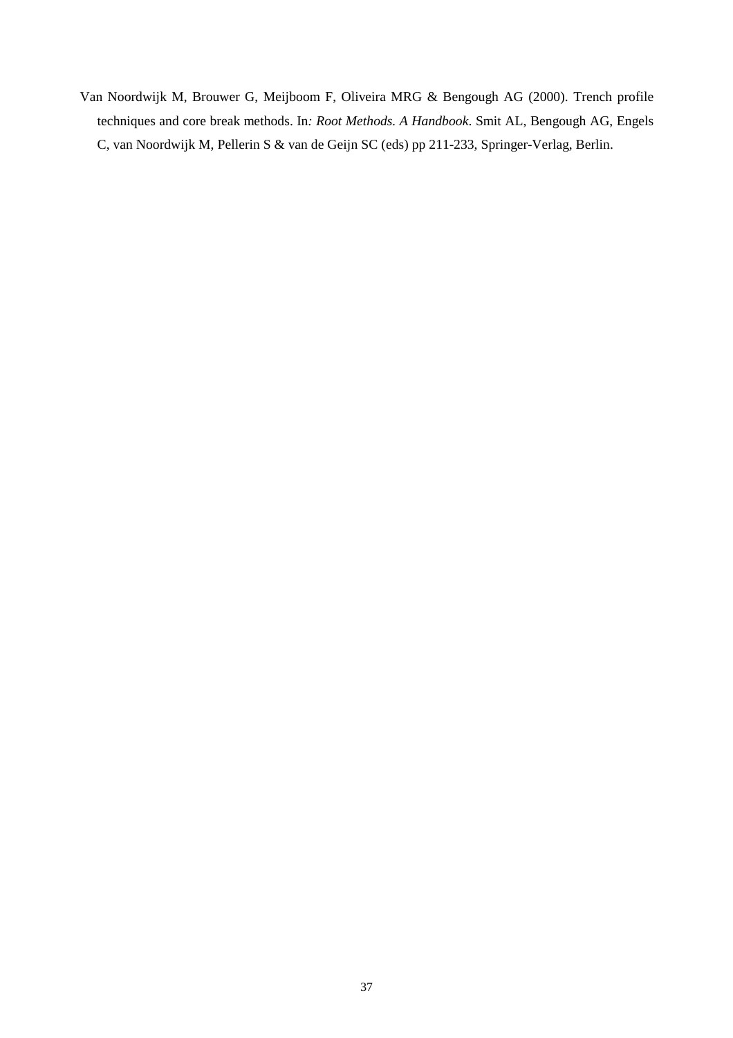Van Noordwijk M, Brouwer G, Meijboom F, Oliveira MRG & Bengough AG (2000). Trench profile techniques and core break methods. In*: Root Methods. A Handbook*. Smit AL, Bengough AG, Engels C, van Noordwijk M, Pellerin S & van de Geijn SC (eds) pp 211-233, Springer-Verlag, Berlin.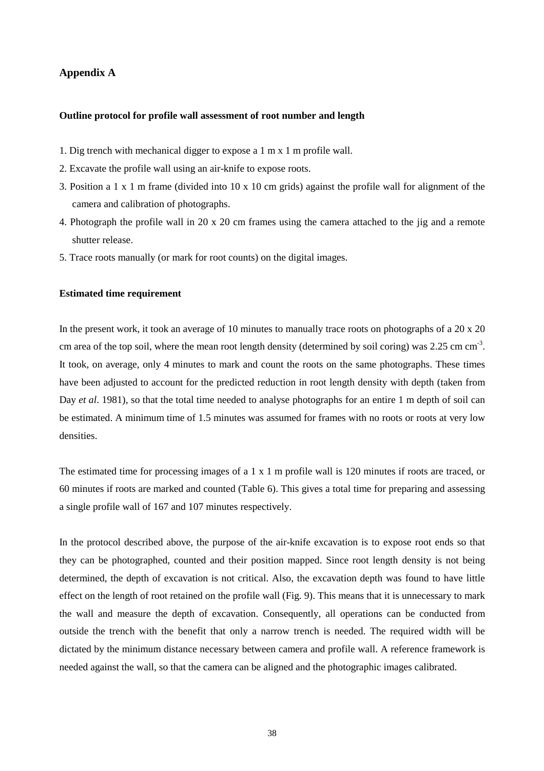## Appendix A

### Outline protocol for profile wall assessment of root number and length

1. Dig trench with mechanical digger to expose a 1 m x 1 m profile wall.
2. Excavate the profile wall using an air-knife to expose roots.
3. Position a 1 x 1 m frame (divided into 10 x 10 cm grids) against the profile wall for alignment of the camera and calibration of photographs.
4. Photograph the profile wall in 20 x 20 cm frames using the camera attached to the jig and a remote shutter release.
5. Trace roots manually (or mark for root counts) on the digital images.

### Estimated time requirement

In the present work, it took an average of 10 minutes to manually trace roots on photographs of a 20 x 20 cm area of the top soil, where the mean root length density (determined by soil coring) was 2.25 cm $cm^{-3}$. It took, on average, only 4 minutes to mark and count the roots on the same photographs. These times have been adjusted to account for the predicted reduction in root length density with depth (taken from Day *et al*. 1981), so that the total time needed to analyse photographs for an entire 1 m depth of soil can be estimated. A minimum time of 1.5 minutes was assumed for frames with no roots or roots at very low densities.

The estimated time for processing images of a 1 x 1 m profile wall is 120 minutes if roots are traced, or 60 minutes if roots are marked and counted (Table 6). This gives a total time for preparing and assessing a single profile wall of 167 and 107 minutes respectively.

In the protocol described above, the purpose of the air-knife excavation is to expose root ends so that they can be photographed, counted and their position mapped. Since root length density is not being determined, the depth of excavation is not critical. Also, the excavation depth was found to have little effect on the length of root retained on the profile wall (Fig. 9). This means that it is unnecessary to mark the wall and measure the depth of excavation. Consequently, all operations can be conducted from outside the trench with the benefit that only a narrow trench is needed. The required width will be dictated by the minimum distance necessary between camera and profile wall. A reference framework is needed against the wall, so that the camera can be aligned and the photographic images calibrated.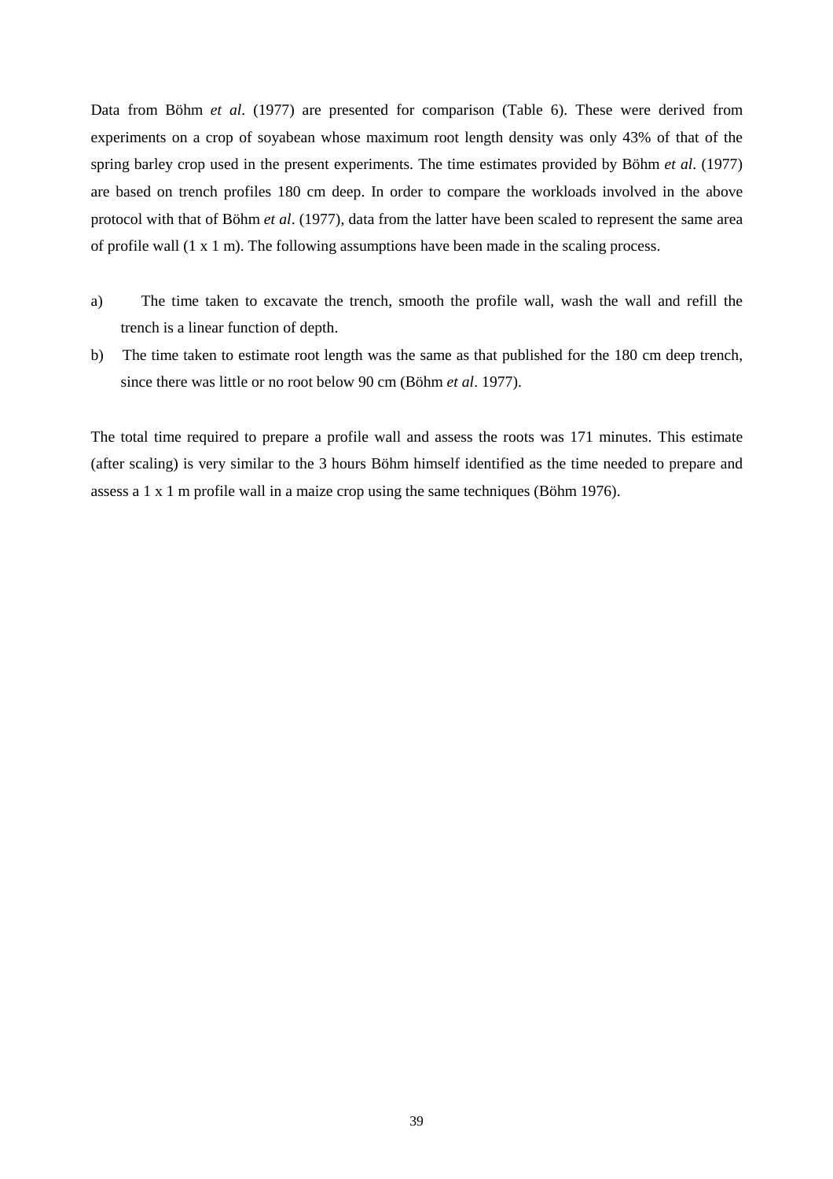Data from Böhm *et al*. (1977) are presented for comparison (Table 6). These were derived from experiments on a crop of soyabean whose maximum root length density was only 43% of that of the spring barley crop used in the present experiments. The time estimates provided by Böhm *et al*. (1977) are based on trench profiles 180 cm deep. In order to compare the workloads involved in the above protocol with that of Böhm *et al*. (1977), data from the latter have been scaled to represent the same area of profile wall (1 x 1 m). The following assumptions have been made in the scaling process.

a) The time taken to excavate the trench, smooth the profile wall, wash the wall and refill the trench is a linear function of depth.
b) The time taken to estimate root length was the same as that published for the 180 cm deep trench, since there was little or no root below 90 cm (Böhm *et al*. 1977).

The total time required to prepare a profile wall and assess the roots was 171 minutes. This estimate (after scaling) is very similar to the 3 hours Böhm himself identified as the time needed to prepare and assess a 1 x 1 m profile wall in a maize crop using the same techniques (Böhm 1976).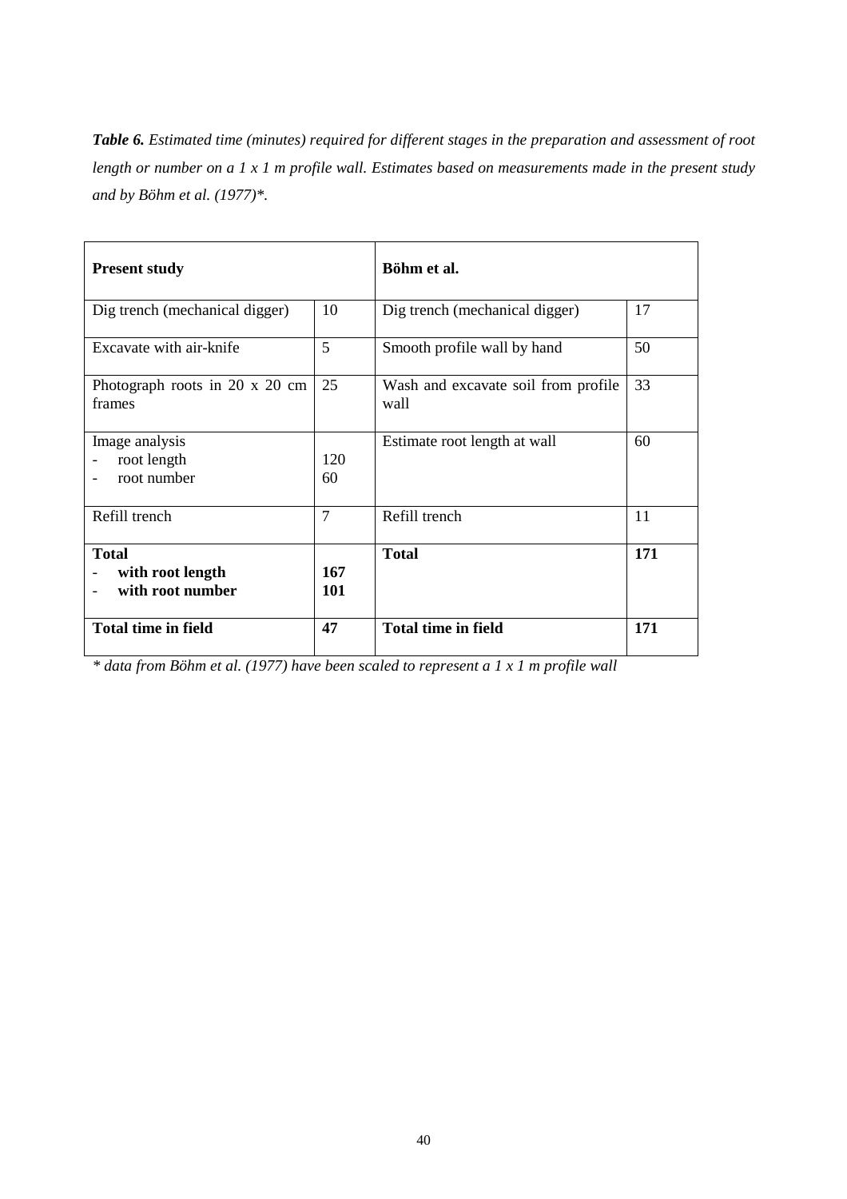***Table 6.*** *Estimated time (minutes) required for different stages in the preparation and assessment of root length or number on a 1 x 1 m profile wall. Estimates based on measurements made in the present study and by Böhm et al. (1977)\*.*

| **Present study** | | **Böhm et al.** | |
|---|---|---|---|
| Dig trench (mechanical digger) | 10 | Dig trench (mechanical digger) | 17 |
| Excavate with air-knife | 5 | Smooth profile wall by hand | 50 |
| Photograph roots in 20 x 20 cm frames | 25 | Wash and excavate soil from profile wall | 33 |
| Image analysis<br>- root length<br>- root number | <br>120<br>60 | Estimate root length at wall | 60 |
| Refill trench | 7 | Refill trench | 11 |
| **Total**<br>- **with root length**<br>- **with root number** | <br>**167**<br>**101** | **Total** | **171** |
| **Total time in field** | **47** | **Total time in field** | **171** |

*\* data from Böhm et al. (1977) have been scaled to represent a 1 x 1 m profile wall*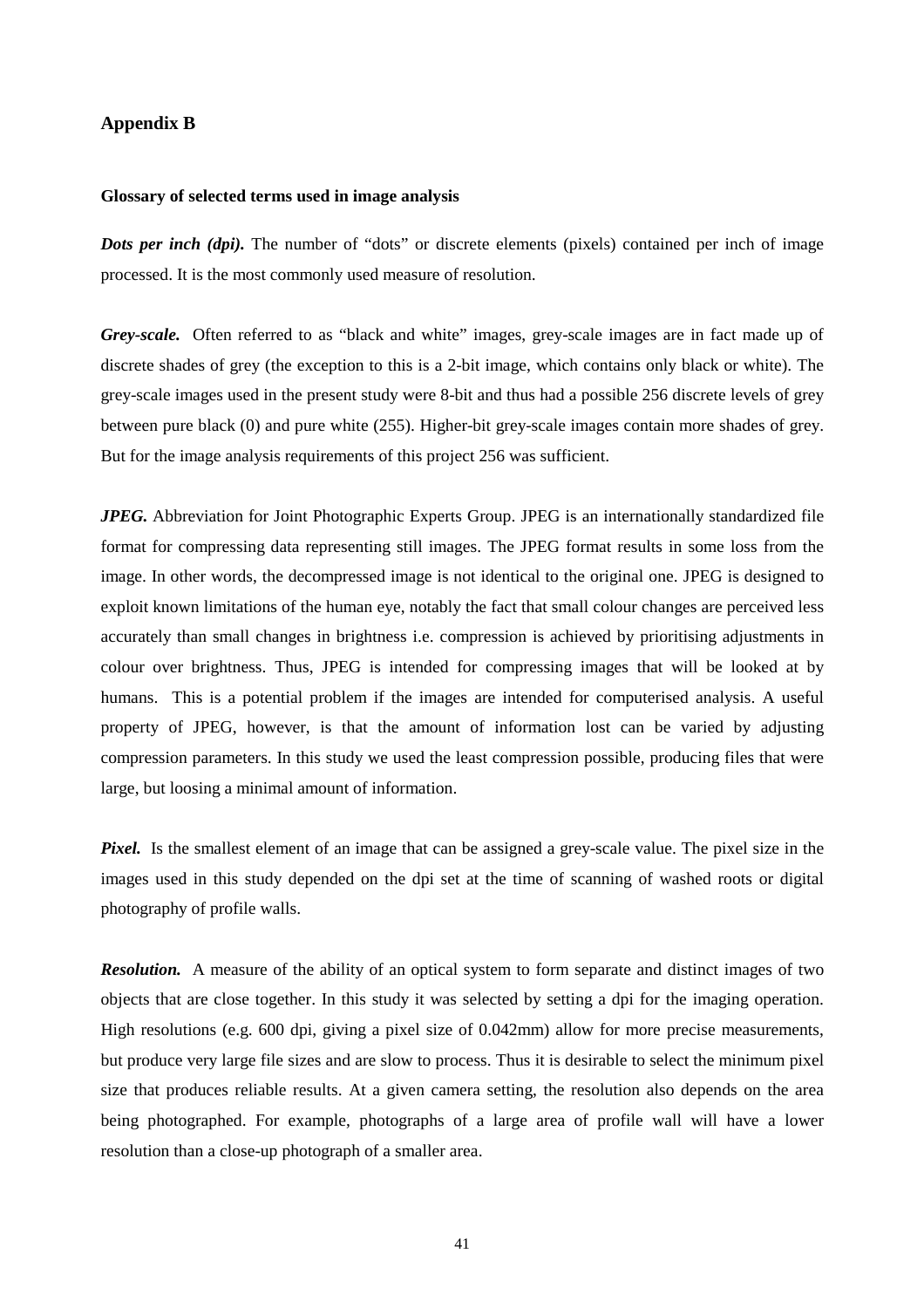## Appendix B

### Glossary of selected terms used in image analysis

***Dots per inch (dpi).*** The number of "dots" or discrete elements (pixels) contained per inch of image processed. It is the most commonly used measure of resolution.

***Grey-scale.*** Often referred to as "black and white" images, grey-scale images are in fact made up of discrete shades of grey (the exception to this is a 2-bit image, which contains only black or white). The grey-scale images used in the present study were 8-bit and thus had a possible 256 discrete levels of grey between pure black (0) and pure white (255). Higher-bit grey-scale images contain more shades of grey. But for the image analysis requirements of this project 256 was sufficient.

***JPEG.*** Abbreviation for Joint Photographic Experts Group. JPEG is an internationally standardized file format for compressing data representing still images. The JPEG format results in some loss from the image. In other words, the decompressed image is not identical to the original one. JPEG is designed to exploit known limitations of the human eye, notably the fact that small colour changes are perceived less accurately than small changes in brightness i.e. compression is achieved by prioritising adjustments in colour over brightness. Thus, JPEG is intended for compressing images that will be looked at by humans. This is a potential problem if the images are intended for computerised analysis. A useful property of JPEG, however, is that the amount of information lost can be varied by adjusting compression parameters. In this study we used the least compression possible, producing files that were large, but loosing a minimal amount of information.

***Pixel.*** Is the smallest element of an image that can be assigned a grey-scale value. The pixel size in the images used in this study depended on the dpi set at the time of scanning of washed roots or digital photography of profile walls.

***Resolution.*** A measure of the ability of an optical system to form separate and distinct images of two objects that are close together. In this study it was selected by setting a dpi for the imaging operation. High resolutions (e.g. 600 dpi, giving a pixel size of 0.042mm) allow for more precise measurements, but produce very large file sizes and are slow to process. Thus it is desirable to select the minimum pixel size that produces reliable results. At a given camera setting, the resolution also depends on the area being photographed. For example, photographs of a large area of profile wall will have a lower resolution than a close-up photograph of a smaller area.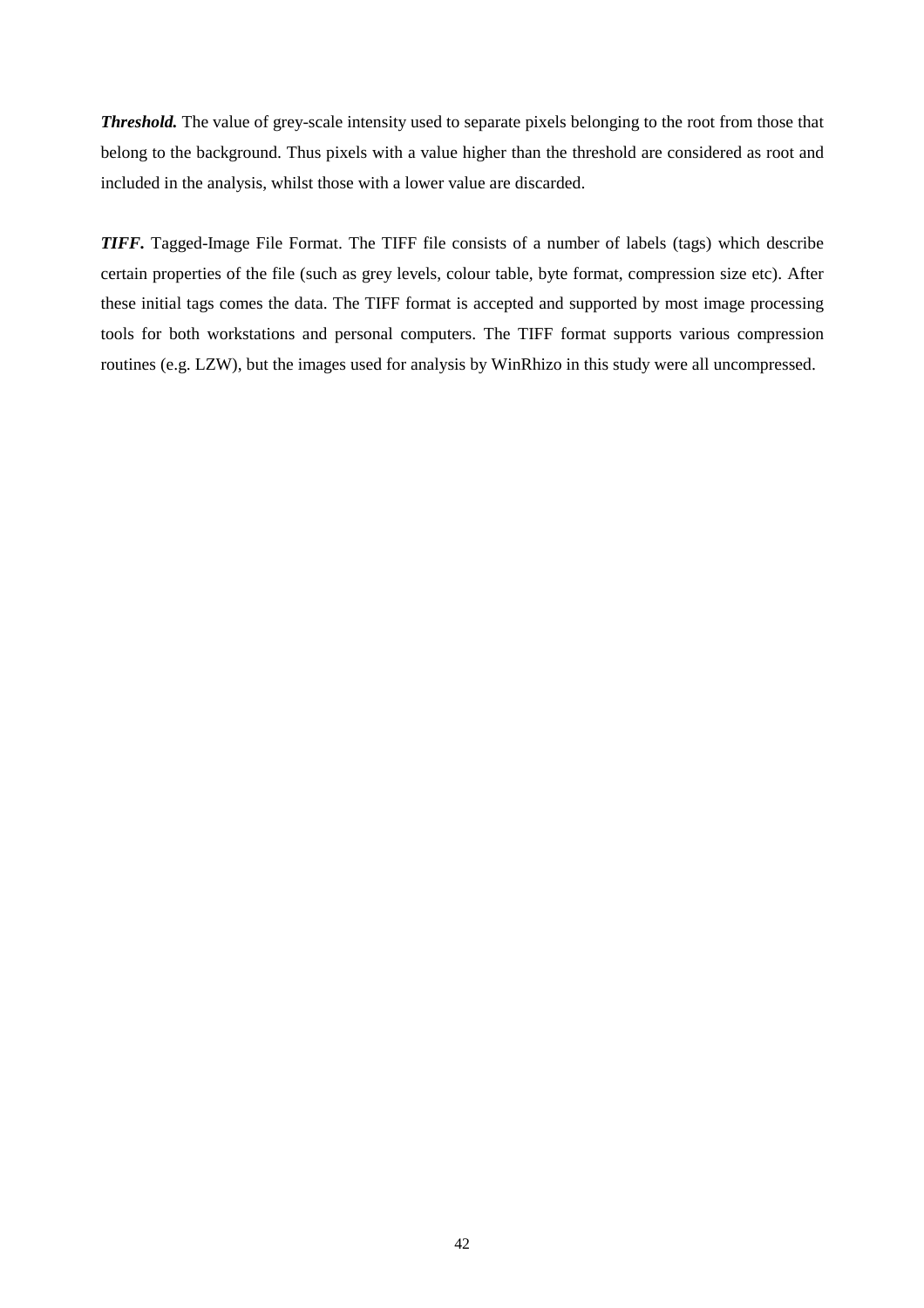***Threshold.*** The value of grey-scale intensity used to separate pixels belonging to the root from those that belong to the background. Thus pixels with a value higher than the threshold are considered as root and included in the analysis, whilst those with a lower value are discarded.

***TIFF.*** Tagged-Image File Format. The TIFF file consists of a number of labels (tags) which describe certain properties of the file (such as grey levels, colour table, byte format, compression size etc). After these initial tags comes the data. The TIFF format is accepted and supported by most image processing tools for both workstations and personal computers. The TIFF format supports various compression routines (e.g. LZW), but the images used for analysis by WinRhizo in this study were all uncompressed.